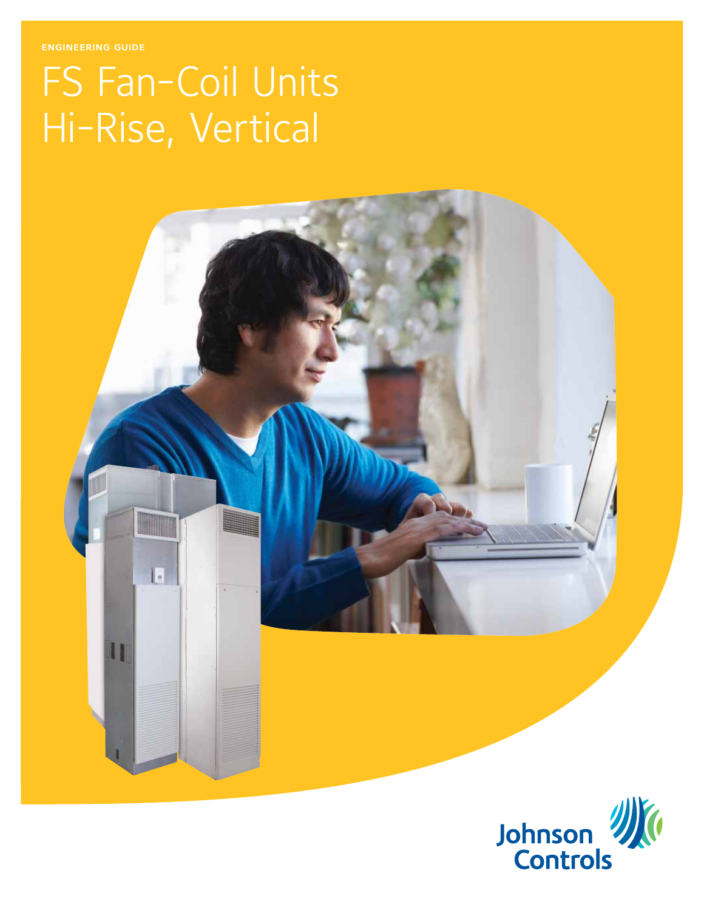ENGINEERING GUIDE

# FS Fan-Coil Units Hi-Rise, Vertical

Johnson Controls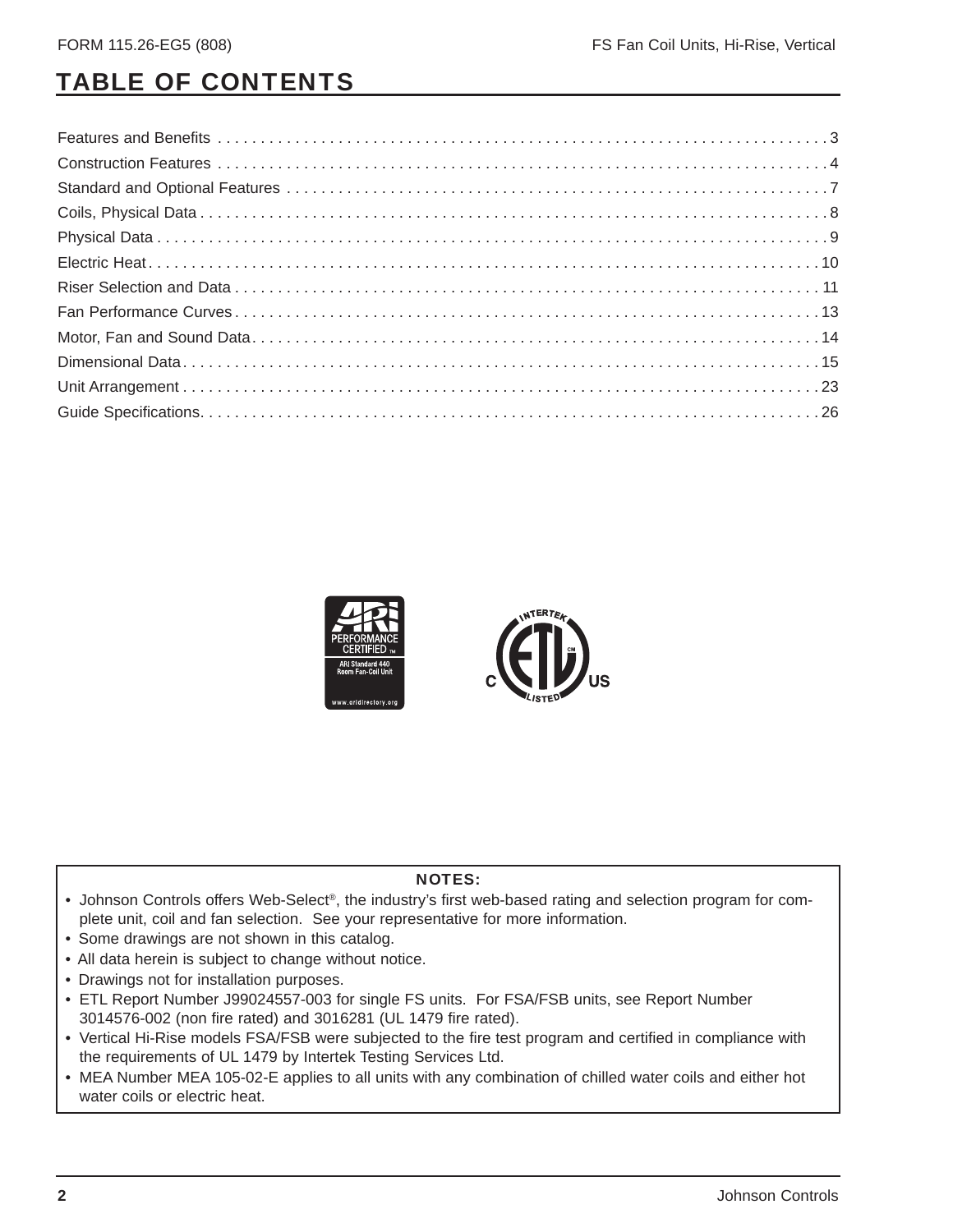# TABLE OF CONTENTS

| | |
|---|---|
| Features and Benefits | 3 |
| Construction Features | 4 |
| Standard and Optional Features | 7 |
| Coils, Physical Data | 8 |
| Physical Data | 9 |
| Electric Heat | 10 |
| Riser Selection and Data | 11 |
| Fan Performance Curves | 13 |
| Motor, Fan and Sound Data | 14 |
| Dimensional Data | 15 |
| Unit Arrangement | 23 |
| Guide Specifications | 26 |

**NOTES:**

- Johnson Controls offers Web-Select®, the industry's first web-based rating and selection program for complete unit, coil and fan selection. See your representative for more information.
- Some drawings are not shown in this catalog.
- All data herein is subject to change without notice.
- Drawings not for installation purposes.
- ETL Report Number J99024557-003 for single FS units. For FSA/FSB units, see Report Number 3014576-002 (non fire rated) and 3016281 (UL 1479 fire rated).
- Vertical Hi-Rise models FSA/FSB were subjected to the fire test program and certified in compliance with the requirements of UL 1479 by Intertek Testing Services Ltd.
- MEA Number MEA 105-02-E applies to all units with any combination of chilled water coils and either hot water coils or electric heat.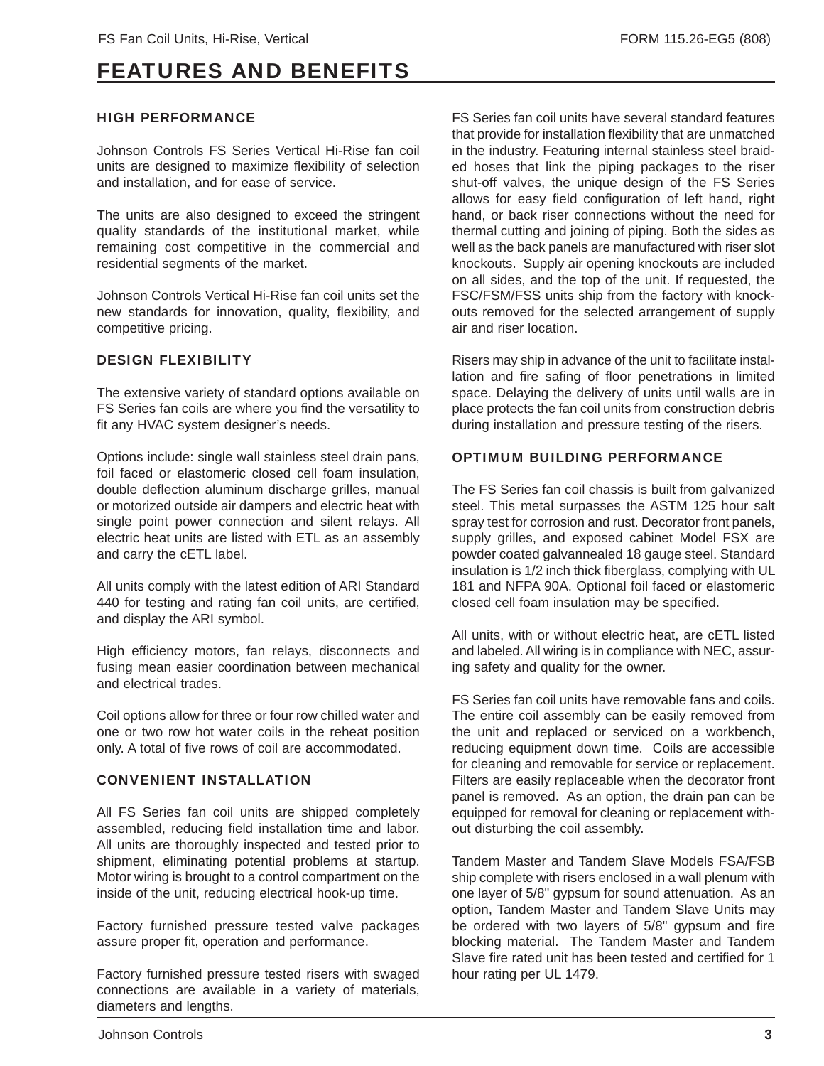# FEATURES AND BENEFITS

### HIGH PERFORMANCE

Johnson Controls FS Series Vertical Hi-Rise fan coil units are designed to maximize flexibility of selection and installation, and for ease of service.

The units are also designed to exceed the stringent quality standards of the institutional market, while remaining cost competitive in the commercial and residential segments of the market.

Johnson Controls Vertical Hi-Rise fan coil units set the new standards for innovation, quality, flexibility, and competitive pricing.

### DESIGN FLEXIBILITY

The extensive variety of standard options available on FS Series fan coils are where you find the versatility to fit any HVAC system designer's needs.

Options include: single wall stainless steel drain pans, foil faced or elastomeric closed cell foam insulation, double deflection aluminum discharge grilles, manual or motorized outside air dampers and electric heat with single point power connection and silent relays. All electric heat units are listed with ETL as an assembly and carry the cETL label.

All units comply with the latest edition of ARI Standard 440 for testing and rating fan coil units, are certified, and display the ARI symbol.

High efficiency motors, fan relays, disconnects and fusing mean easier coordination between mechanical and electrical trades.

Coil options allow for three or four row chilled water and one or two row hot water coils in the reheat position only. A total of five rows of coil are accommodated.

### CONVENIENT INSTALLATION

All FS Series fan coil units are shipped completely assembled, reducing field installation time and labor. All units are thoroughly inspected and tested prior to shipment, eliminating potential problems at startup. Motor wiring is brought to a control compartment on the inside of the unit, reducing electrical hook-up time.

Factory furnished pressure tested valve packages assure proper fit, operation and performance.

Factory furnished pressure tested risers with swaged connections are available in a variety of materials, diameters and lengths.

FS Series fan coil units have several standard features that provide for installation flexibility that are unmatched in the industry. Featuring internal stainless steel braided hoses that link the piping packages to the riser shut-off valves, the unique design of the FS Series allows for easy field configuration of left hand, right hand, or back riser connections without the need for thermal cutting and joining of piping. Both the sides as well as the back panels are manufactured with riser slot knockouts. Supply air opening knockouts are included on all sides, and the top of the unit. If requested, the FSC/FSM/FSS units ship from the factory with knockouts removed for the selected arrangement of supply air and riser location.

Risers may ship in advance of the unit to facilitate installation and fire safing of floor penetrations in limited space. Delaying the delivery of units until walls are in place protects the fan coil units from construction debris during installation and pressure testing of the risers.

### OPTIMUM BUILDING PERFORMANCE

The FS Series fan coil chassis is built from galvanized steel. This metal surpasses the ASTM 125 hour salt spray test for corrosion and rust. Decorator front panels, supply grilles, and exposed cabinet Model FSX are powder coated galvannealed 18 gauge steel. Standard insulation is 1/2 inch thick fiberglass, complying with UL 181 and NFPA 90A. Optional foil faced or elastomeric closed cell foam insulation may be specified.

All units, with or without electric heat, are cETL listed and labeled. All wiring is in compliance with NEC, assuring safety and quality for the owner.

FS Series fan coil units have removable fans and coils. The entire coil assembly can be easily removed from the unit and replaced or serviced on a workbench, reducing equipment down time. Coils are accessible for cleaning and removable for service or replacement. Filters are easily replaceable when the decorator front panel is removed. As an option, the drain pan can be equipped for removal for cleaning or replacement without disturbing the coil assembly.

Tandem Master and Tandem Slave Models FSA/FSB ship complete with risers enclosed in a wall plenum with one layer of 5/8" gypsum for sound attenuation. As an option, Tandem Master and Tandem Slave Units may be ordered with two layers of 5/8" gypsum and fire blocking material. The Tandem Master and Tandem Slave fire rated unit has been tested and certified for 1 hour rating per UL 1479.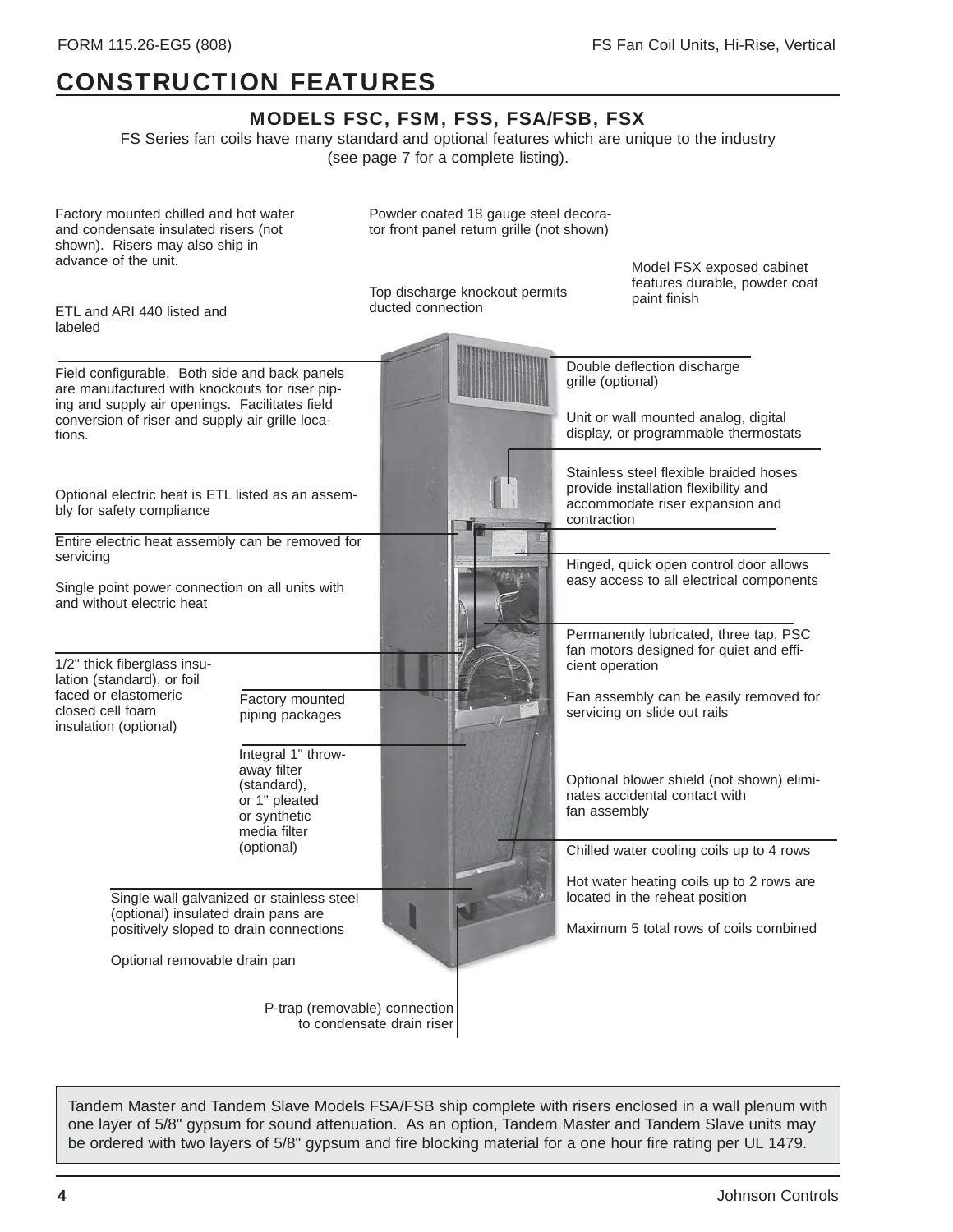# CONSTRUCTION FEATURES

## MODELS FSC, FSM, FSS, FSA/FSB, FSX

FS Series fan coils have many standard and optional features which are unique to the industry (see page 7 for a complete listing).

Factory mounted chilled and hot water and condensate insulated risers (not shown). Risers may also ship in advance of the unit.

ETL and ARI 440 listed and labeled

Field configurable. Both side and back panels are manufactured with knockouts for riser piping and supply air openings. Facilitates field conversion of riser and supply air grille locations.

Optional electric heat is ETL listed as an assembly for safety compliance

Entire electric heat assembly can be removed for servicing

Single point power connection on all units with and without electric heat

1/2" thick fiberglass insulation (standard), or foil faced or elastomeric closed cell foam insulation (optional)

Factory mounted piping packages

Integral 1" throw-away filter (standard), or 1" pleated or synthetic media filter (optional)

Single wall galvanized or stainless steel (optional) insulated drain pans are positively sloped to drain connections

Optional removable drain pan

P-trap (removable) connection to condensate drain riser

Powder coated 18 gauge steel decorator front panel return grille (not shown)

Top discharge knockout permits ducted connection

Model FSX exposed cabinet features durable, powder coat paint finish

Double deflection discharge grille (optional)

Unit or wall mounted analog, digital display, or programmable thermostats

Stainless steel flexible braided hoses provide installation flexibility and accommodate riser expansion and contraction

Hinged, quick open control door allows easy access to all electrical components

Permanently lubricated, three tap, PSC fan motors designed for quiet and efficient operation

Fan assembly can be easily removed for servicing on slide out rails

Optional blower shield (not shown) eliminates accidental contact with fan assembly

Chilled water cooling coils up to 4 rows

Hot water heating coils up to 2 rows are located in the reheat position

Maximum 5 total rows of coils combined

Tandem Master and Tandem Slave Models FSA/FSB ship complete with risers enclosed in a wall plenum with one layer of 5/8" gypsum for sound attenuation. As an option, Tandem Master and Tandem Slave units may be ordered with two layers of 5/8" gypsum and fire blocking material for a one hour fire rating per UL 1479.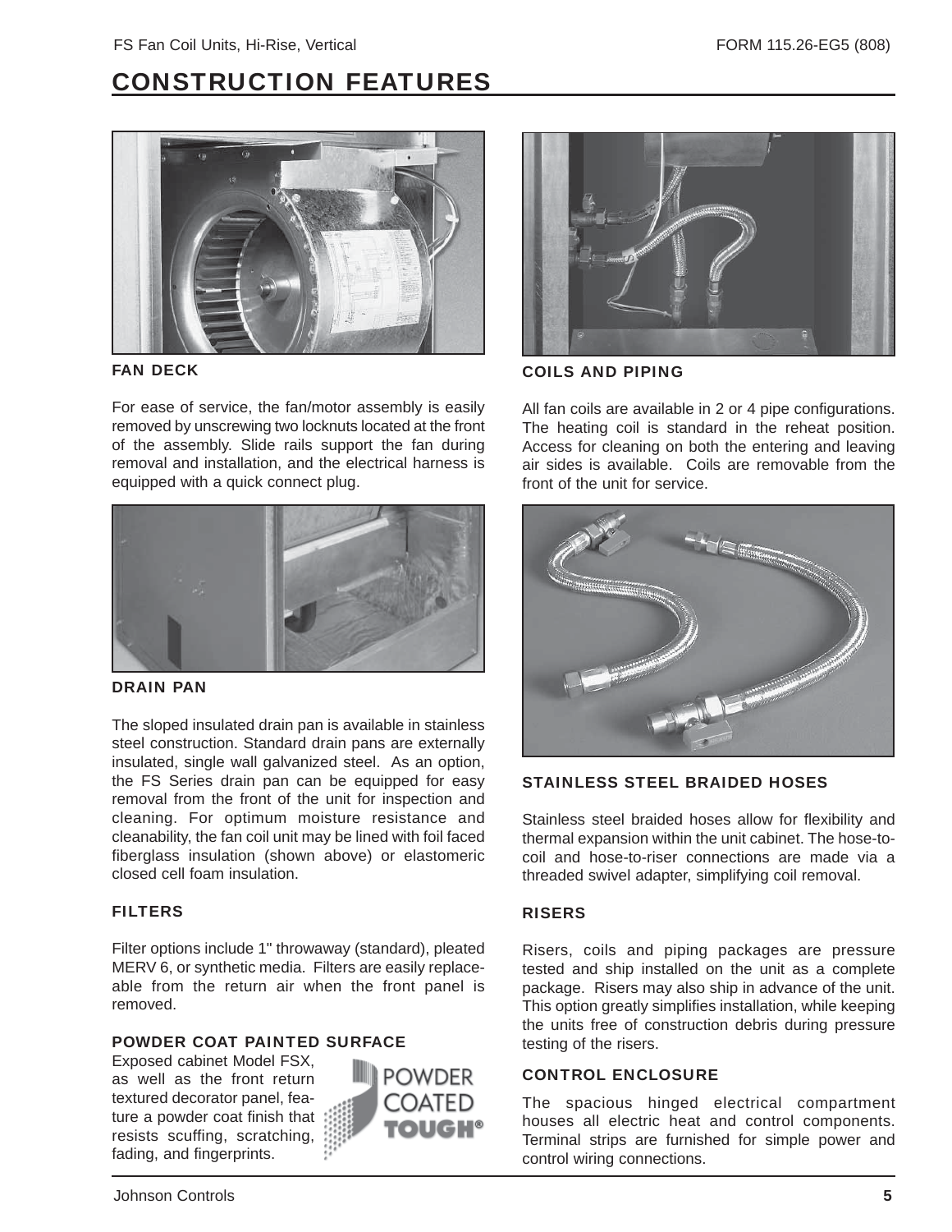# CONSTRUCTION FEATURES

### FAN DECK

For ease of service, the fan/motor assembly is easily removed by unscrewing two locknuts located at the front of the assembly. Slide rails support the fan during removal and installation, and the electrical harness is equipped with a quick connect plug.

### DRAIN PAN

The sloped insulated drain pan is available in stainless steel construction. Standard drain pans are externally insulated, single wall galvanized steel. As an option, the FS Series drain pan can be equipped for easy removal from the front of the unit for inspection and cleaning. For optimum moisture resistance and cleanability, the fan coil unit may be lined with foil faced fiberglass insulation (shown above) or elastomeric closed cell foam insulation.

### FILTERS

Filter options include 1" throwaway (standard), pleated MERV 6, or synthetic media. Filters are easily replaceable from the return air when the front panel is removed.

### POWDER COAT PAINTED SURFACE

Exposed cabinet Model FSX, as well as the front return textured decorator panel, feature a powder coat finish that resists scuffing, scratching, fading, and fingerprints.

POWDER COATED TOUGH®

### COILS AND PIPING

All fan coils are available in 2 or 4 pipe configurations. The heating coil is standard in the reheat position. Access for cleaning on both the entering and leaving air sides is available. Coils are removable from the front of the unit for service.

### STAINLESS STEEL BRAIDED HOSES

Stainless steel braided hoses allow for flexibility and thermal expansion within the unit cabinet. The hose-to-coil and hose-to-riser connections are made via a threaded swivel adapter, simplifying coil removal.

### RISERS

Risers, coils and piping packages are pressure tested and ship installed on the unit as a complete package. Risers may also ship in advance of the unit. This option greatly simplifies installation, while keeping the units free of construction debris during pressure testing of the risers.

### CONTROL ENCLOSURE

The spacious hinged electrical compartment houses all electric heat and control components. Terminal strips are furnished for simple power and control wiring connections.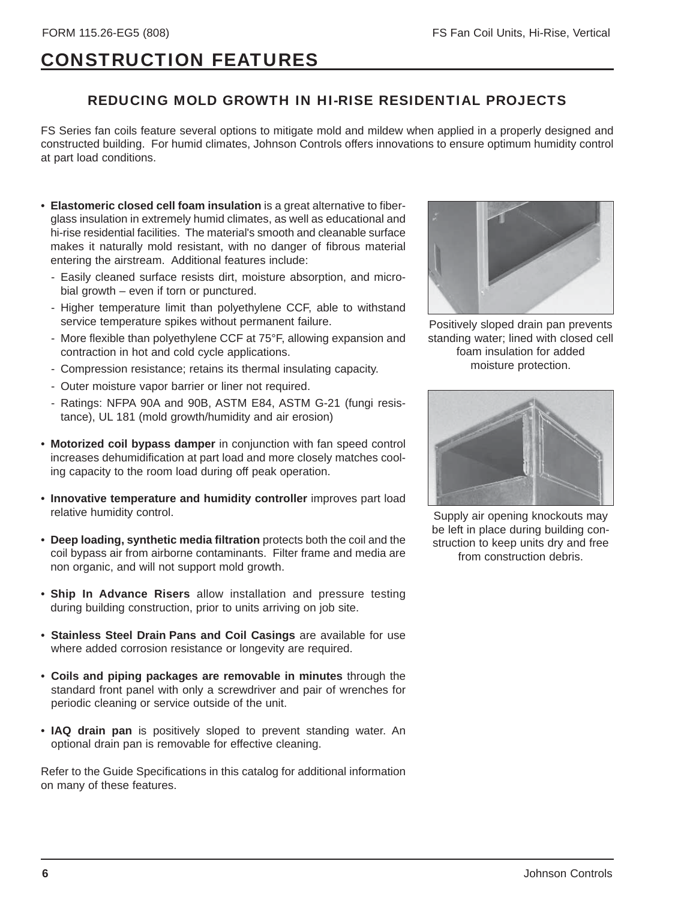# CONSTRUCTION FEATURES

## REDUCING MOLD GROWTH IN HI-RISE RESIDENTIAL PROJECTS

FS Series fan coils feature several options to mitigate mold and mildew when applied in a properly designed and constructed building. For humid climates, Johnson Controls offers innovations to ensure optimum humidity control at part load conditions.

- **Elastomeric closed cell foam insulation** is a great alternative to fiberglass insulation in extremely humid climates, as well as educational and hi-rise residential facilities. The material's smooth and cleanable surface makes it naturally mold resistant, with no danger of fibrous material entering the airstream. Additional features include:
  - Easily cleaned surface resists dirt, moisture absorption, and microbial growth – even if torn or punctured.
  - Higher temperature limit than polyethylene CCF, able to withstand service temperature spikes without permanent failure.
  - More flexible than polyethylene CCF at 75°F, allowing expansion and contraction in hot and cold cycle applications.
  - Compression resistance; retains its thermal insulating capacity.
  - Outer moisture vapor barrier or liner not required.
  - Ratings: NFPA 90A and 90B, ASTM E84, ASTM G-21 (fungi resistance), UL 181 (mold growth/humidity and air erosion)
- **Motorized coil bypass damper** in conjunction with fan speed control increases dehumidification at part load and more closely matches cooling capacity to the room load during off peak operation.
- **Innovative temperature and humidity controller** improves part load relative humidity control.
- **Deep loading, synthetic media filtration** protects both the coil and the coil bypass air from airborne contaminants. Filter frame and media are non organic, and will not support mold growth.
- **Ship In Advance Risers** allow installation and pressure testing during building construction, prior to units arriving on job site.
- **Stainless Steel Drain Pans and Coil Casings** are available for use where added corrosion resistance or longevity are required.
- **Coils and piping packages are removable in minutes** through the standard front panel with only a screwdriver and pair of wrenches for periodic cleaning or service outside of the unit.
- **IAQ drain pan** is positively sloped to prevent standing water. An optional drain pan is removable for effective cleaning.

Refer to the Guide Specifications in this catalog for additional information on many of these features.

Positively sloped drain pan prevents standing water; lined with closed cell foam insulation for added moisture protection.

Supply air opening knockouts may be left in place during building construction to keep units dry and free from construction debris.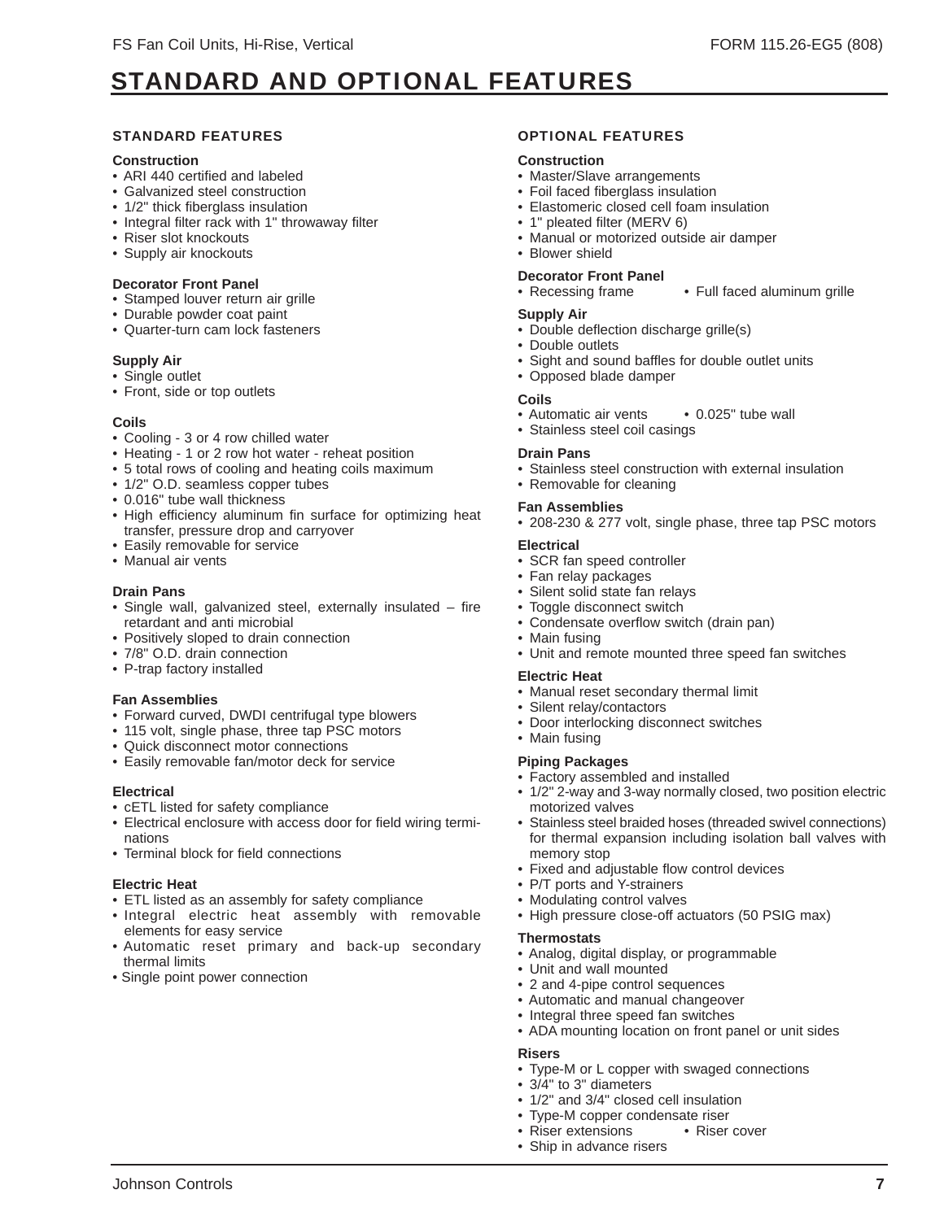# STANDARD AND OPTIONAL FEATURES

## STANDARD FEATURES

### Construction

- ARI 440 certified and labeled
- Galvanized steel construction
- 1/2" thick fiberglass insulation
- Integral filter rack with 1" throwaway filter
- Riser slot knockouts
- Supply air knockouts

### Decorator Front Panel

- Stamped louver return air grille
- Durable powder coat paint
- Quarter-turn cam lock fasteners

### Supply Air

- Single outlet
- Front, side or top outlets

### Coils

- Cooling - 3 or 4 row chilled water
- Heating - 1 or 2 row hot water - reheat position
- 5 total rows of cooling and heating coils maximum
- 1/2" O.D. seamless copper tubes
- 0.016" tube wall thickness
- High efficiency aluminum fin surface for optimizing heat transfer, pressure drop and carryover
- Easily removable for service
- Manual air vents

### Drain Pans

- Single wall, galvanized steel, externally insulated – fire retardant and anti microbial
- Positively sloped to drain connection
- 7/8" O.D. drain connection
- P-trap factory installed

### Fan Assemblies

- Forward curved, DWDI centrifugal type blowers
- 115 volt, single phase, three tap PSC motors
- Quick disconnect motor connections
- Easily removable fan/motor deck for service

### Electrical

- cETL listed for safety compliance
- Electrical enclosure with access door for field wiring terminations
- Terminal block for field connections

### Electric Heat

- ETL listed as an assembly for safety compliance
- Integral electric heat assembly with removable elements for easy service
- Automatic reset primary and back-up secondary thermal limits
- Single point power connection

## OPTIONAL FEATURES

### Construction

- Master/Slave arrangements
- Foil faced fiberglass insulation
- Elastomeric closed cell foam insulation
- 1" pleated filter (MERV 6)
- Manual or motorized outside air damper
- Blower shield

### Decorator Front Panel

- Recessing frame
- Full faced aluminum grille

### Supply Air

- Double deflection discharge grille(s)
- Double outlets
- Sight and sound baffles for double outlet units
- Opposed blade damper

### Coils

- Automatic air vents
- 0.025" tube wall
- Stainless steel coil casings

### Drain Pans

- Stainless steel construction with external insulation
- Removable for cleaning

### Fan Assemblies

- 208-230 & 277 volt, single phase, three tap PSC motors

### Electrical

- SCR fan speed controller
- Fan relay packages
- Silent solid state fan relays
- Toggle disconnect switch
- Condensate overflow switch (drain pan)
- Main fusing
- Unit and remote mounted three speed fan switches

### Electric Heat

- Manual reset secondary thermal limit
- Silent relay/contactors
- Door interlocking disconnect switches
- Main fusing

### Piping Packages

- Factory assembled and installed
- 1/2" 2-way and 3-way normally closed, two position electric motorized valves
- Stainless steel braided hoses (threaded swivel connections) for thermal expansion including isolation ball valves with memory stop
- Fixed and adjustable flow control devices
- P/T ports and Y-strainers
- Modulating control valves
- High pressure close-off actuators (50 PSIG max)

### Thermostats

- Analog, digital display, or programmable
- Unit and wall mounted
- 2 and 4-pipe control sequences
- Automatic and manual changeover
- Integral three speed fan switches
- ADA mounting location on front panel or unit sides

### Risers

- Type-M or L copper with swaged connections
- 3/4" to 3" diameters
- 1/2" and 3/4" closed cell insulation
- Type-M copper condensate riser
- Riser extensions
- Riser cover
- Ship in advance risers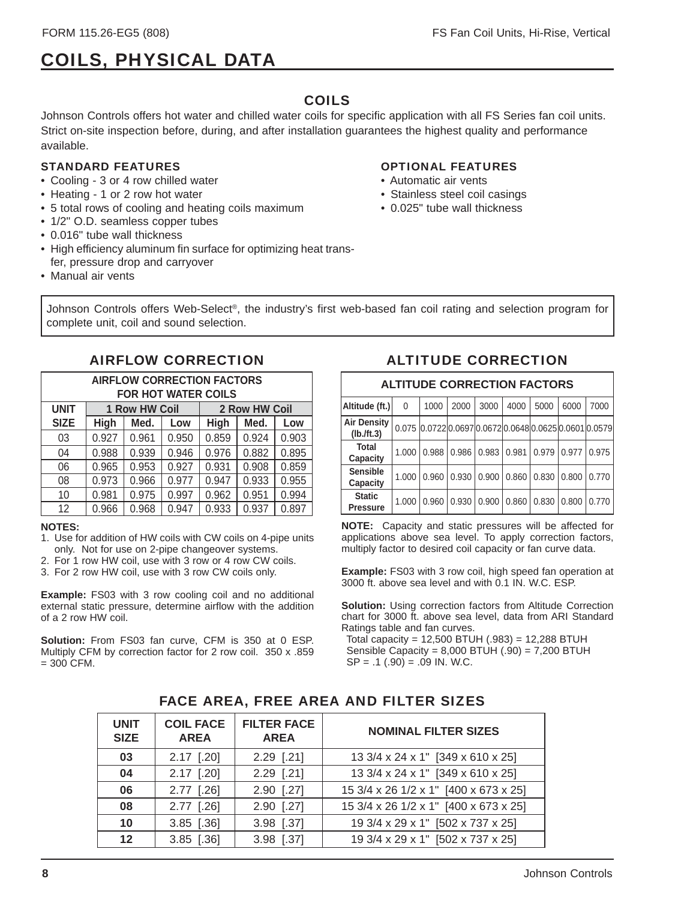# COILS, PHYSICAL DATA

## COILS

Johnson Controls offers hot water and chilled water coils for specific application with all FS Series fan coil units. Strict on-site inspection before, during, and after installation guarantees the highest quality and performance available.

### STANDARD FEATURES

- Cooling - 3 or 4 row chilled water
- Heating - 1 or 2 row hot water
- 5 total rows of cooling and heating coils maximum
- 1/2" O.D. seamless copper tubes
- 0.016" tube wall thickness
- High efficiency aluminum fin surface for optimizing heat transfer, pressure drop and carryover
- Manual air vents

### OPTIONAL FEATURES

- Automatic air vents
- Stainless steel coil casings
- 0.025" tube wall thickness

Johnson Controls offers Web-Select®, the industry's first web-based fan coil rating and selection program for complete unit, coil and sound selection.

## AIRFLOW CORRECTION

**AIRFLOW CORRECTION FACTORS FOR HOT WATER COILS**

| UNIT SIZE | 1 Row HW Coil | | | 2 Row HW Coil | | |
|---|---|---|---|---|---|---|
| | High | Med. | Low | High | Med. | Low |
| 03 | 0.927 | 0.961 | 0.950 | 0.859 | 0.924 | 0.903 |
| 04 | 0.988 | 0.939 | 0.946 | 0.976 | 0.882 | 0.895 |
| 06 | 0.965 | 0.953 | 0.927 | 0.931 | 0.908 | 0.859 |
| 08 | 0.973 | 0.966 | 0.977 | 0.947 | 0.933 | 0.955 |
| 10 | 0.981 | 0.975 | 0.997 | 0.962 | 0.951 | 0.994 |
| 12 | 0.966 | 0.968 | 0.947 | 0.933 | 0.937 | 0.897 |

**NOTES:**

1. Use for addition of HW coils with CW coils on 4-pipe units only. Not for use on 2-pipe changeover systems.
2. For 1 row HW coil, use with 3 row or 4 row CW coils.
3. For 2 row HW coil, use with 3 row CW coils only.

**Example:** FS03 with 3 row cooling coil and no additional external static pressure, determine airflow with the addition of a 2 row HW coil.

**Solution:** From FS03 fan curve, CFM is 350 at 0 ESP. Multiply CFM by correction factor for 2 row coil. 350 x .859 = 300 CFM.

## ALTITUDE CORRECTION

**ALTITUDE CORRECTION FACTORS**

| Altitude (ft.) | 0 | 1000 | 2000 | 3000 | 4000 | 5000 | 6000 | 7000 |
|---|---|---|---|---|---|---|---|---|
| Air Density (lb./ft.3) | 0.075 | 0.0722 | 0.0697 | 0.0672 | 0.0648 | 0.0625 | 0.0601 | 0.0579 |
| Total Capacity | 1.000 | 0.988 | 0.986 | 0.983 | 0.981 | 0.979 | 0.977 | 0.975 |
| Sensible Capacity | 1.000 | 0.960 | 0.930 | 0.900 | 0.860 | 0.830 | 0.800 | 0.770 |
| Static Pressure | 1.000 | 0.960 | 0.930 | 0.900 | 0.860 | 0.830 | 0.800 | 0.770 |

**NOTE:** Capacity and static pressures will be affected for applications above sea level. To apply correction factors, multiply factor to desired coil capacity or fan curve data.

**Example:** FS03 with 3 row coil, high speed fan operation at 3000 ft. above sea level and with 0.1 IN. W.C. ESP.

**Solution:** Using correction factors from Altitude Correction chart for 3000 ft. above sea level, data from ARI Standard Ratings table and fan curves.

Total capacity = 12,500 BTUH (.983) = 12,288 BTUH
Sensible Capacity = 8,000 BTUH (.90) = 7,200 BTUH
SP = .1 (.90) = .09 IN. W.C.

## FACE AREA, FREE AREA AND FILTER SIZES

| UNIT SIZE | COIL FACE AREA | FILTER FACE AREA | NOMINAL FILTER SIZES |
|---|---|---|---|
| 03 | 2.17 [.20] | 2.29 [.21] | 13 3/4 x 24 x 1" [349 x 610 x 25] |
| 04 | 2.17 [.20] | 2.29 [.21] | 13 3/4 x 24 x 1" [349 x 610 x 25] |
| 06 | 2.77 [.26] | 2.90 [.27] | 15 3/4 x 26 1/2 x 1" [400 x 673 x 25] |
| 08 | 2.77 [.26] | 2.90 [.27] | 15 3/4 x 26 1/2 x 1" [400 x 673 x 25] |
| 10 | 3.85 [.36] | 3.98 [.37] | 19 3/4 x 29 x 1" [502 x 737 x 25] |
| 12 | 3.85 [.36] | 3.98 [.37] | 19 3/4 x 29 x 1" [502 x 737 x 25] |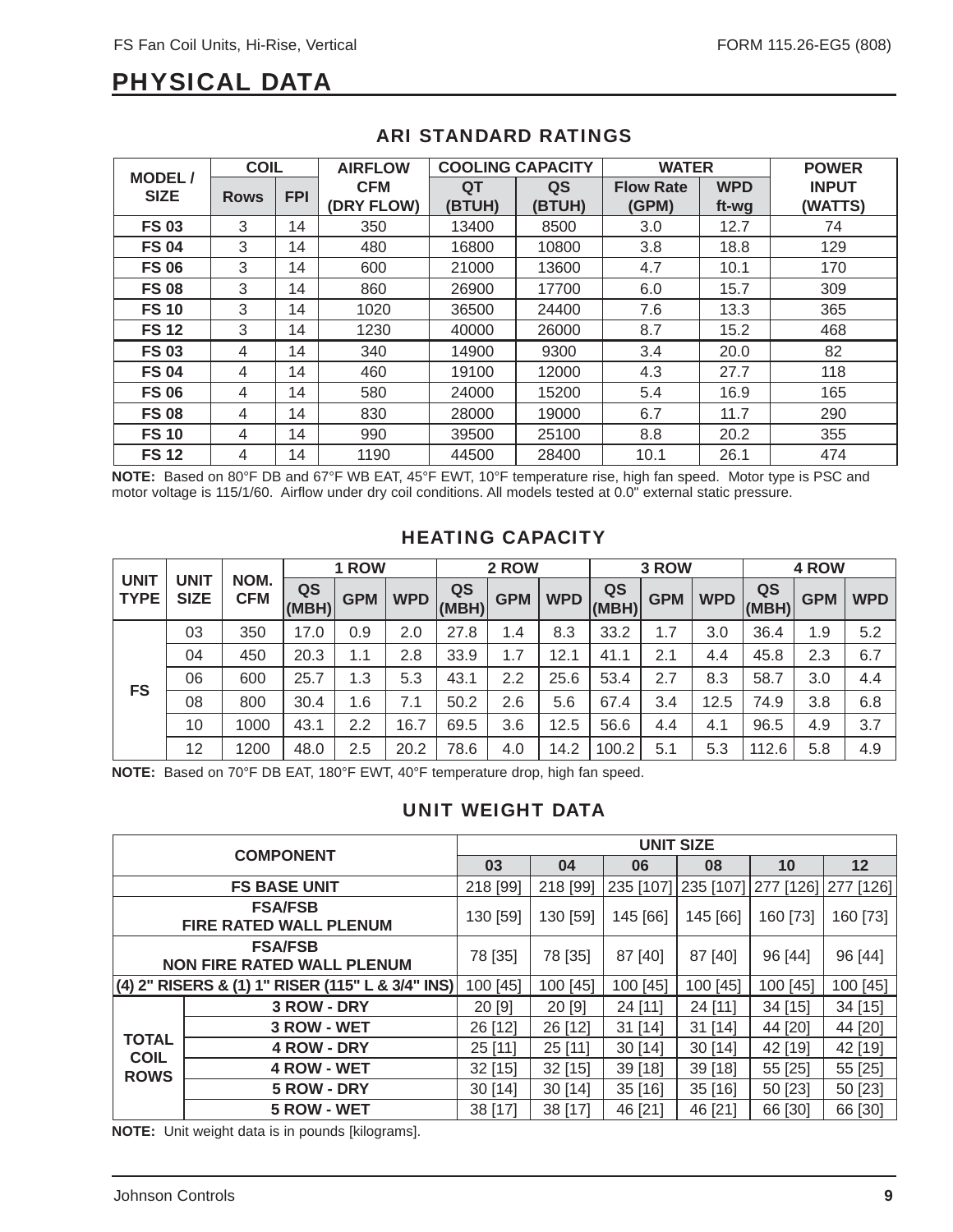# PHYSICAL DATA

## ARI STANDARD RATINGS

| MODEL / SIZE | COIL | | AIRFLOW | COOLING CAPACITY | | WATER | | POWER |
|---|---|---|---|---|---|---|---|---|
| | Rows | FPI | CFM (DRY FLOW) | QT (BTUH) | QS (BTUH) | Flow Rate (GPM) | WPD ft-wg | INPUT (WATTS) |
| FS 03 | 3 | 14 | 350 | 13400 | 8500 | 3.0 | 12.7 | 74 |
| FS 04 | 3 | 14 | 480 | 16800 | 10800 | 3.8 | 18.8 | 129 |
| FS 06 | 3 | 14 | 600 | 21000 | 13600 | 4.7 | 10.1 | 170 |
| FS 08 | 3 | 14 | 860 | 26900 | 17700 | 6.0 | 15.7 | 309 |
| FS 10 | 3 | 14 | 1020 | 36500 | 24400 | 7.6 | 13.3 | 365 |
| FS 12 | 3 | 14 | 1230 | 40000 | 26000 | 8.7 | 15.2 | 468 |
| FS 03 | 4 | 14 | 340 | 14900 | 9300 | 3.4 | 20.0 | 82 |
| FS 04 | 4 | 14 | 460 | 19100 | 12000 | 4.3 | 27.7 | 118 |
| FS 06 | 4 | 14 | 580 | 24000 | 15200 | 5.4 | 16.9 | 165 |
| FS 08 | 4 | 14 | 830 | 28000 | 19000 | 6.7 | 11.7 | 290 |
| FS 10 | 4 | 14 | 990 | 39500 | 25100 | 8.8 | 20.2 | 355 |
| FS 12 | 4 | 14 | 1190 | 44500 | 28400 | 10.1 | 26.1 | 474 |

**NOTE:** Based on 80°F DB and 67°F WB EAT, 45°F EWT, 10°F temperature rise, high fan speed. Motor type is PSC and motor voltage is 115/1/60. Airflow under dry coil conditions. All models tested at 0.0" external static pressure.

## HEATING CAPACITY

| UNIT TYPE | UNIT SIZE | NOM. CFM | 1 ROW | | | 2 ROW | | | 3 ROW | | | 4 ROW | | |
|---|---|---|---|---|---|---|---|---|---|---|---|---|---|---|
| | | | QS (MBH) | GPM | WPD | QS (MBH) | GPM | WPD | QS (MBH) | GPM | WPD | QS (MBH) | GPM | WPD |
| FS | 03 | 350 | 17.0 | 0.9 | 2.0 | 27.8 | 1.4 | 8.3 | 33.2 | 1.7 | 3.0 | 36.4 | 1.9 | 5.2 |
| | 04 | 450 | 20.3 | 1.1 | 2.8 | 33.9 | 1.7 | 12.1 | 41.1 | 2.1 | 4.4 | 45.8 | 2.3 | 6.7 |
| | 06 | 600 | 25.7 | 1.3 | 5.3 | 43.1 | 2.2 | 25.6 | 53.4 | 2.7 | 8.3 | 58.7 | 3.0 | 4.4 |
| | 08 | 800 | 30.4 | 1.6 | 7.1 | 50.2 | 2.6 | 5.6 | 67.4 | 3.4 | 12.5 | 74.9 | 3.8 | 6.8 |
| | 10 | 1000 | 43.1 | 2.2 | 16.7 | 69.5 | 3.6 | 12.5 | 56.6 | 4.4 | 4.1 | 96.5 | 4.9 | 3.7 |
| | 12 | 1200 | 48.0 | 2.5 | 20.2 | 78.6 | 4.0 | 14.2 | 100.2 | 5.1 | 5.3 | 112.6 | 5.8 | 4.9 |

**NOTE:** Based on 70°F DB EAT, 180°F EWT, 40°F temperature drop, high fan speed.

## UNIT WEIGHT DATA

| COMPONENT | | UNIT SIZE | | | | | |
|---|---|---|---|---|---|---|---|
| | | 03 | 04 | 06 | 08 | 10 | 12 |
| FS BASE UNIT | | 218 [99] | 218 [99] | 235 [107] | 235 [107] | 277 [126] | 277 [126] |
| FSA/FSB FIRE RATED WALL PLENUM | | 130 [59] | 130 [59] | 145 [66] | 145 [66] | 160 [73] | 160 [73] |
| FSA/FSB NON FIRE RATED WALL PLENUM | | 78 [35] | 78 [35] | 87 [40] | 87 [40] | 96 [44] | 96 [44] |
| (4) 2" RISERS & (1) 1" RISER (115" L & 3/4" INS) | | 100 [45] | 100 [45] | 100 [45] | 100 [45] | 100 [45] | 100 [45] |
| TOTAL COIL ROWS | 3 ROW - DRY | 20 [9] | 20 [9] | 24 [11] | 24 [11] | 34 [15] | 34 [15] |
| | 3 ROW - WET | 26 [12] | 26 [12] | 31 [14] | 31 [14] | 44 [20] | 44 [20] |
| | 4 ROW - DRY | 25 [11] | 25 [11] | 30 [14] | 30 [14] | 42 [19] | 42 [19] |
| | 4 ROW - WET | 32 [15] | 32 [15] | 39 [18] | 39 [18] | 55 [25] | 55 [25] |
| | 5 ROW - DRY | 30 [14] | 30 [14] | 35 [16] | 35 [16] | 50 [23] | 50 [23] |
| | 5 ROW - WET | 38 [17] | 38 [17] | 46 [21] | 46 [21] | 66 [30] | 66 [30] |

**NOTE:** Unit weight data is in pounds [kilograms].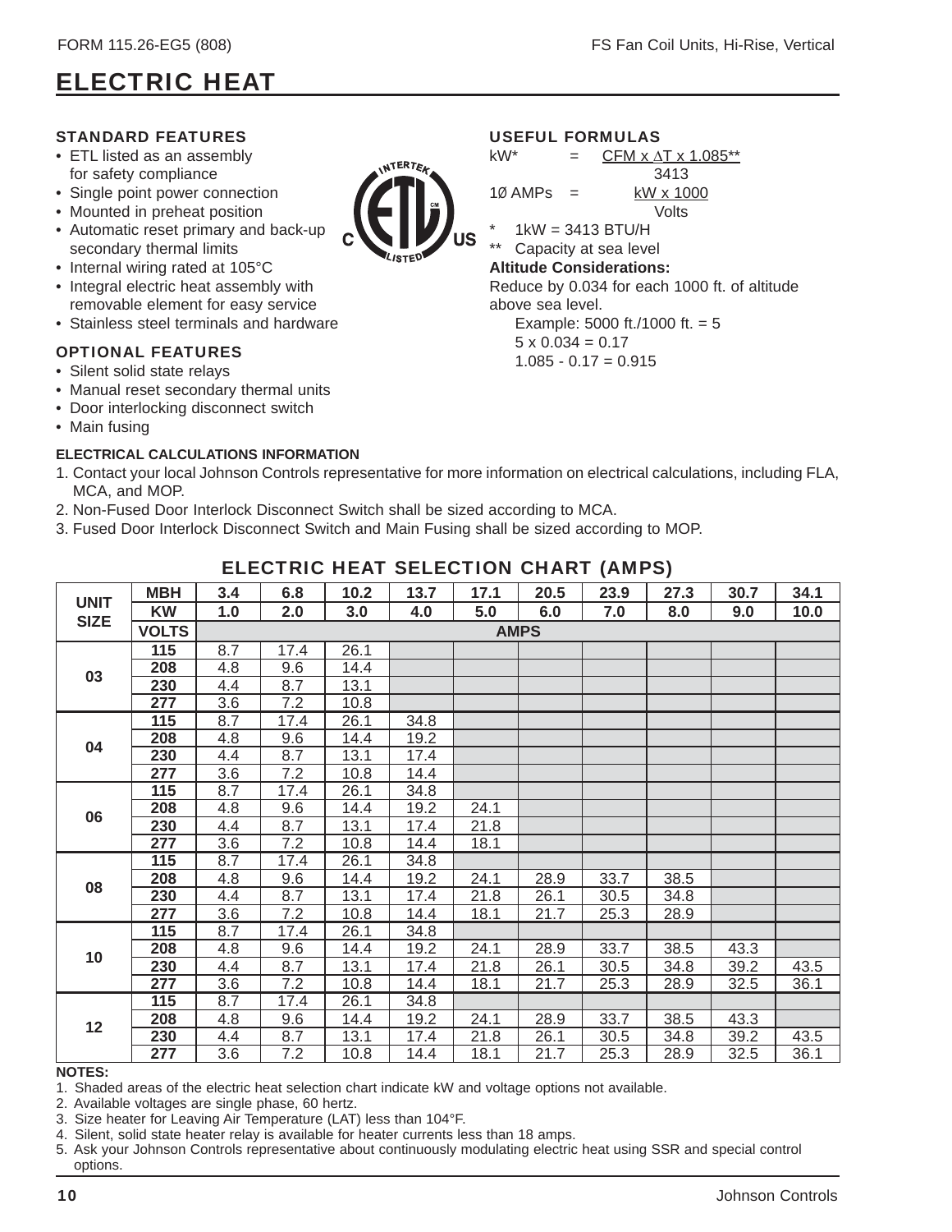# ELECTRIC HEAT

### STANDARD FEATURES

- ETL listed as an assembly for safety compliance
- Single point power connection
- Mounted in preheat position
- Automatic reset primary and back-up secondary thermal limits
- Internal wiring rated at 105°C
- Integral electric heat assembly with removable element for easy service
- Stainless steel terminals and hardware

### OPTIONAL FEATURES

- Silent solid state relays
- Manual reset secondary thermal units
- Door interlocking disconnect switch
- Main fusing

### USEFUL FORMULAS

$$kW^{*} = \frac{CFM \times \Delta T \times 1.085^{**}}{3413}$$

$$1Ø\ AMPs = \frac{kW \times 1000}{Volts}$$

\* 1kW = 3413 BTU/H

\*\* Capacity at sea level

**Altitude Considerations:**

Reduce by 0.034 for each 1000 ft. of altitude above sea level.

Example: 5000 ft./1000 ft. = 5
5 x 0.034 = 0.17
1.085 - 0.17 = 0.915

#### ELECTRICAL CALCULATIONS INFORMATION

1. Contact your local Johnson Controls representative for more information on electrical calculations, including FLA, MCA, and MOP.
2. Non-Fused Door Interlock Disconnect Switch shall be sized according to MCA.
3. Fused Door Interlock Disconnect Switch and Main Fusing shall be sized according to MOP.

## ELECTRIC HEAT SELECTION CHART (AMPS)

| UNIT SIZE | MBH | 3.4 | 6.8 | 10.2 | 13.7 | 17.1 | 20.5 | 23.9 | 27.3 | 30.7 | 34.1 |
|---|---|---|---|---|---|---|---|---|---|---|---|
| | **KW** | **1.0** | **2.0** | **3.0** | **4.0** | **5.0** | **6.0** | **7.0** | **8.0** | **9.0** | **10.0** |
| | **VOLTS** | **AMPS** | | | | | | | | | |
| 03 | 115 | 8.7 | 17.4 | 26.1 | | | | | | | |
| | 208 | 4.8 | 9.6 | 14.4 | | | | | | | |
| | 230 | 4.4 | 8.7 | 13.1 | | | | | | | |
| | 277 | 3.6 | 7.2 | 10.8 | | | | | | | |
| 04 | 115 | 8.7 | 17.4 | 26.1 | 34.8 | | | | | | |
| | 208 | 4.8 | 9.6 | 14.4 | 19.2 | | | | | | |
| | 230 | 4.4 | 8.7 | 13.1 | 17.4 | | | | | | |
| | 277 | 3.6 | 7.2 | 10.8 | 14.4 | | | | | | |
| 06 | 115 | 8.7 | 17.4 | 26.1 | 34.8 | | | | | | |
| | 208 | 4.8 | 9.6 | 14.4 | 19.2 | 24.1 | | | | | |
| | 230 | 4.4 | 8.7 | 13.1 | 17.4 | 21.8 | | | | | |
| | 277 | 3.6 | 7.2 | 10.8 | 14.4 | 18.1 | | | | | |
| 08 | 115 | 8.7 | 17.4 | 26.1 | 34.8 | | | | | | |
| | 208 | 4.8 | 9.6 | 14.4 | 19.2 | 24.1 | 28.9 | 33.7 | 38.5 | | |
| | 230 | 4.4 | 8.7 | 13.1 | 17.4 | 21.8 | 26.1 | 30.5 | 34.8 | | |
| | 277 | 3.6 | 7.2 | 10.8 | 14.4 | 18.1 | 21.7 | 25.3 | 28.9 | | |
| 10 | 115 | 8.7 | 17.4 | 26.1 | 34.8 | | | | | | |
| | 208 | 4.8 | 9.6 | 14.4 | 19.2 | 24.1 | 28.9 | 33.7 | 38.5 | 43.3 | |
| | 230 | 4.4 | 8.7 | 13.1 | 17.4 | 21.8 | 26.1 | 30.5 | 34.8 | 39.2 | 43.5 |
| | 277 | 3.6 | 7.2 | 10.8 | 14.4 | 18.1 | 21.7 | 25.3 | 28.9 | 32.5 | 36.1 |
| 12 | 115 | 8.7 | 17.4 | 26.1 | 34.8 | | | | | | |
| | 208 | 4.8 | 9.6 | 14.4 | 19.2 | 24.1 | 28.9 | 33.7 | 38.5 | 43.3 | |
| | 230 | 4.4 | 8.7 | 13.1 | 17.4 | 21.8 | 26.1 | 30.5 | 34.8 | 39.2 | 43.5 |
| | 277 | 3.6 | 7.2 | 10.8 | 14.4 | 18.1 | 21.7 | 25.3 | 28.9 | 32.5 | 36.1 |

**NOTES:**

1. Shaded areas of the electric heat selection chart indicate kW and voltage options not available.
2. Available voltages are single phase, 60 hertz.
3. Size heater for Leaving Air Temperature (LAT) less than 104°F.
4. Silent, solid state heater relay is available for heater currents less than 18 amps.
5. Ask your Johnson Controls representative about continuously modulating electric heat using SSR and special control options.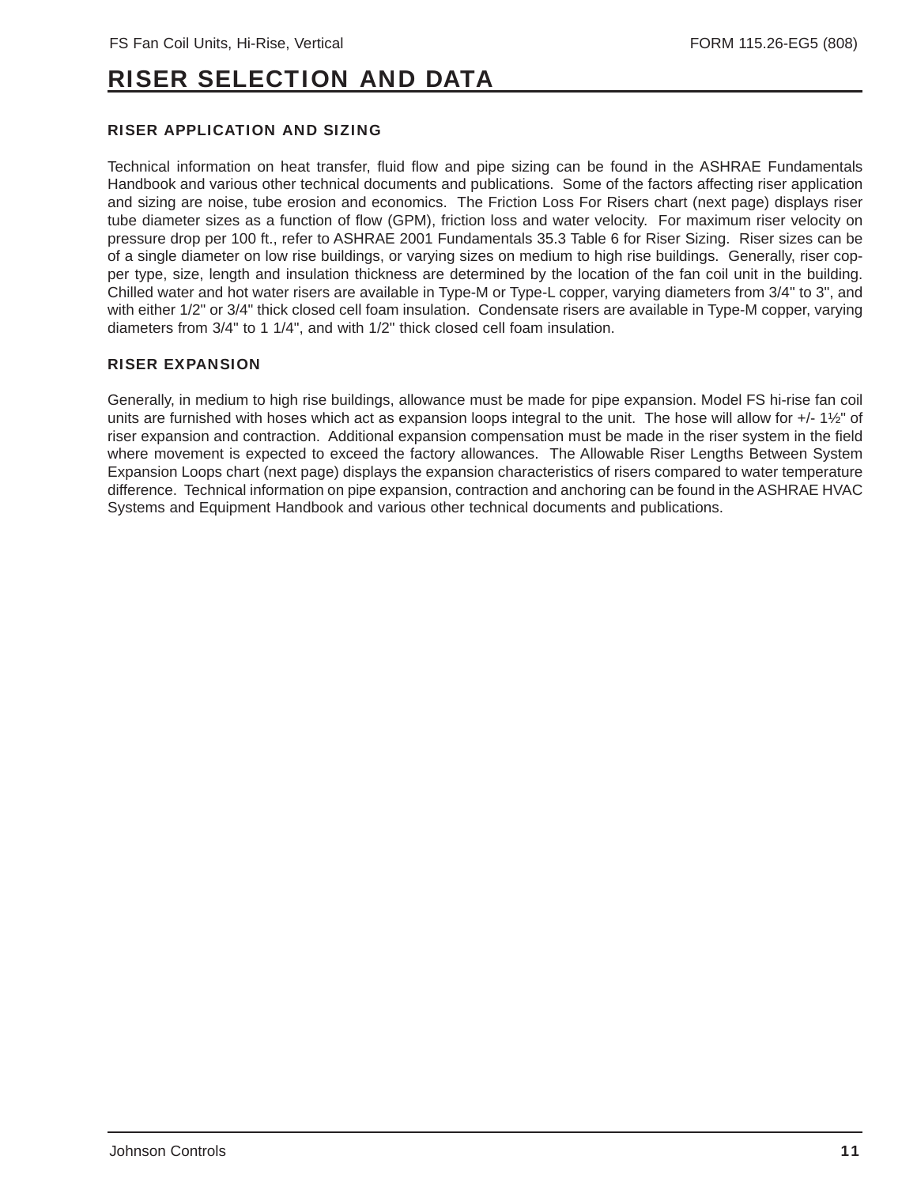# RISER SELECTION AND DATA

### RISER APPLICATION AND SIZING

Technical information on heat transfer, fluid flow and pipe sizing can be found in the ASHRAE Fundamentals Handbook and various other technical documents and publications. Some of the factors affecting riser application and sizing are noise, tube erosion and economics. The Friction Loss For Risers chart (next page) displays riser tube diameter sizes as a function of flow (GPM), friction loss and water velocity. For maximum riser velocity on pressure drop per 100 ft., refer to ASHRAE 2001 Fundamentals 35.3 Table 6 for Riser Sizing. Riser sizes can be of a single diameter on low rise buildings, or varying sizes on medium to high rise buildings. Generally, riser copper type, size, length and insulation thickness are determined by the location of the fan coil unit in the building. Chilled water and hot water risers are available in Type-M or Type-L copper, varying diameters from 3/4" to 3", and with either 1/2" or 3/4" thick closed cell foam insulation. Condensate risers are available in Type-M copper, varying diameters from 3/4" to 1 1/4", and with 1/2" thick closed cell foam insulation.

### RISER EXPANSION

Generally, in medium to high rise buildings, allowance must be made for pipe expansion. Model FS hi-rise fan coil units are furnished with hoses which act as expansion loops integral to the unit. The hose will allow for +/- 1½" of riser expansion and contraction. Additional expansion compensation must be made in the riser system in the field where movement is expected to exceed the factory allowances. The Allowable Riser Lengths Between System Expansion Loops chart (next page) displays the expansion characteristics of risers compared to water temperature difference. Technical information on pipe expansion, contraction and anchoring can be found in the ASHRAE HVAC Systems and Equipment Handbook and various other technical documents and publications.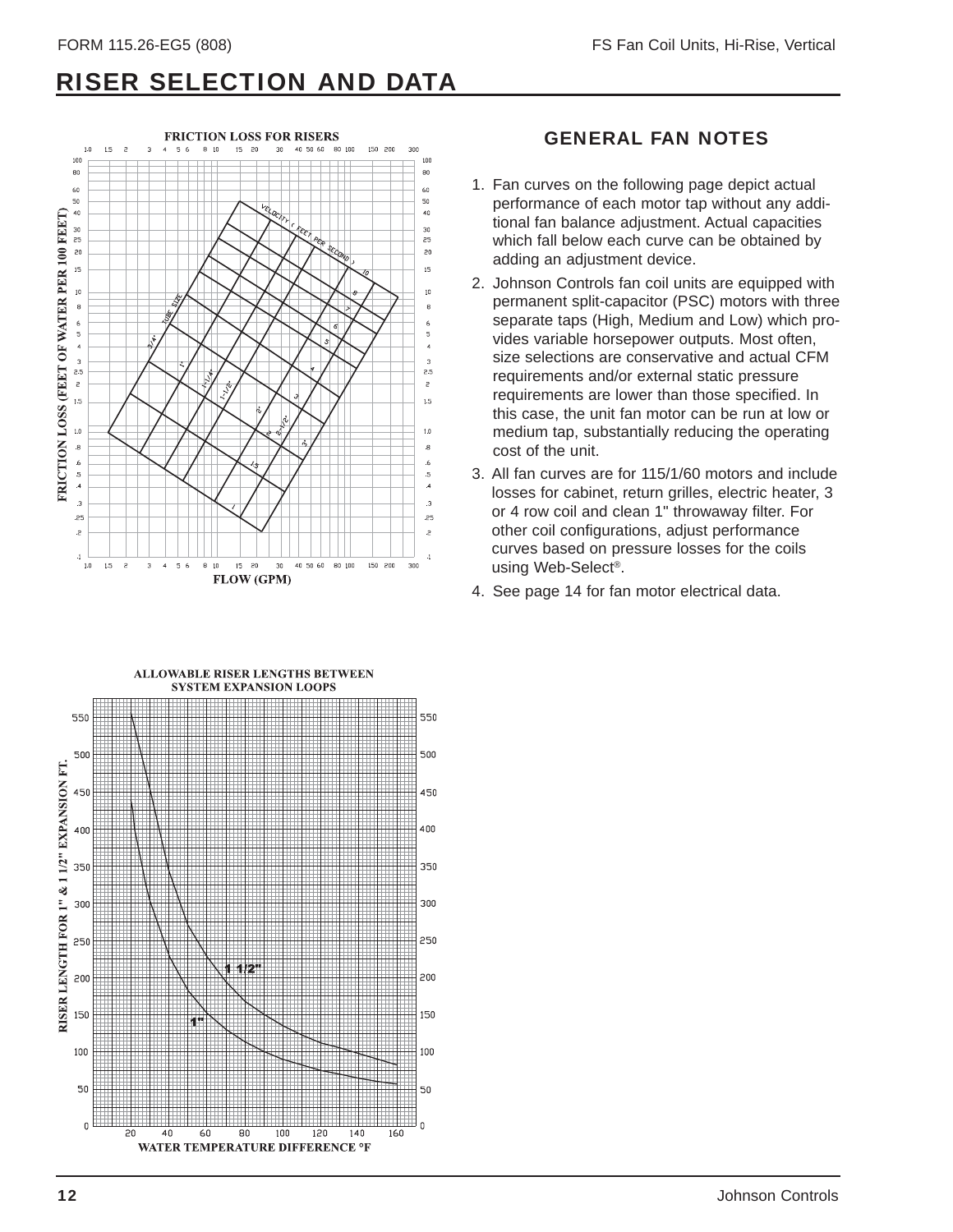# RISER SELECTION AND DATA

FRICTION LOSS FOR RISERS

ALLOWABLE RISER LENGTHS BETWEEN SYSTEM EXPANSION LOOPS

## GENERAL FAN NOTES

1. Fan curves on the following page depict actual performance of each motor tap without any additional fan balance adjustment. Actual capacities which fall below each curve can be obtained by adding an adjustment device.
2. Johnson Controls fan coil units are equipped with permanent split-capacitor (PSC) motors with three separate taps (High, Medium and Low) which provides variable horsepower outputs. Most often, size selections are conservative and actual CFM requirements and/or external static pressure requirements are lower than those specified. In this case, the unit fan motor can be run at low or medium tap, substantially reducing the operating cost of the unit.
3. All fan curves are for 115/1/60 motors and include losses for cabinet, return grilles, electric heater, 3 or 4 row coil and clean 1" throwaway filter. For other coil configurations, adjust performance curves based on pressure losses for the coils using Web-Select®.
4. See page 14 for fan motor electrical data.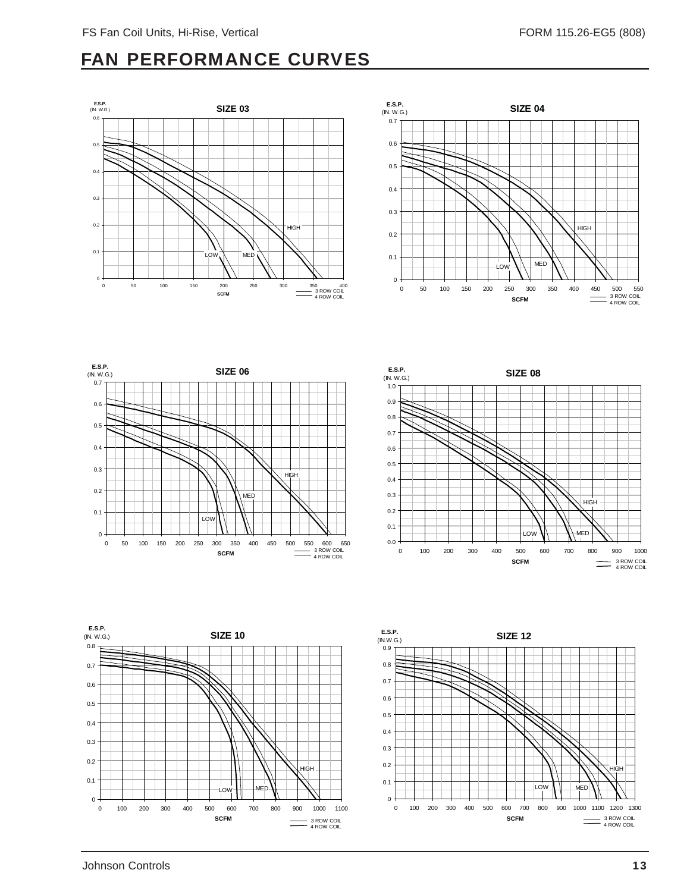# FAN PERFORMANCE CURVES

**SIZE 03**

E.S.P. (IN. W.G.)

0.6, 0.5, 0.4, 0.3, 0.2, 0.1, 0

0 50 100 150 200 250 300 350 400

SCFM

HIGH, MED, LOW

3 ROW COIL
4 ROW COIL

**SIZE 04**

E.S.P. (IN. W.G.)

0.7, 0.6, 0.5, 0.4, 0.3, 0.2, 0.1, 0

0 50 100 150 200 250 300 350 400 450 500 550

SCFM

HIGH, MED, LOW

3 ROW COIL
4 ROW COIL

**SIZE 06**

E.S.P. (IN. W.G.)

0.7, 0.6, 0.5, 0.4, 0.3, 0.2, 0.1, 0

0 50 100 150 200 250 300 350 400 450 500 550 600 650

SCFM

HIGH, MED, LOW

3 ROW COIL
4 ROW COIL

**SIZE 08**

E.S.P. (IN. W.G.)

1.0, 0.9, 0.8, 0.7, 0.6, 0.5, 0.4, 0.3, 0.2, 0.1, 0.0

0 100 200 300 400 500 600 700 800 900 1000

SCFM

HIGH, MED, LOW

3 ROW COIL
4 ROW COIL

**SIZE 10**

E.S.P. (IN. W.G.)

0.8, 0.7, 0.6, 0.5, 0.4, 0.3, 0.2, 0.1, 0

0 100 200 300 400 500 600 700 800 900 1000 1100

SCFM

HIGH, MED, LOW

3 ROW COIL
4 ROW COIL

**SIZE 12**

E.S.P. (IN.W.G.)

0.9, 0.8, 0.7, 0.6, 0.5, 0.4, 0.3, 0.2, 0.1, 0

0 100 200 300 400 500 600 700 800 900 1000 1100 1200 1300

SCFM

HIGH, MED, LOW

3 ROW COIL
4 ROW COIL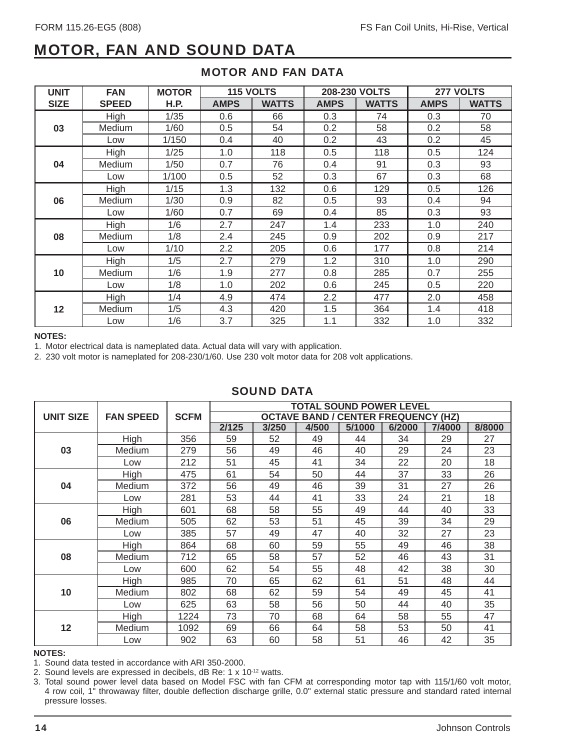# MOTOR, FAN AND SOUND DATA

## MOTOR AND FAN DATA

| UNIT SIZE | FAN SPEED | MOTOR H.P. | 115 VOLTS | | 208-230 VOLTS | | 277 VOLTS | |
|---|---|---|---|---|---|---|---|---|
| | | | AMPS | WATTS | AMPS | WATTS | AMPS | WATTS |
| 03 | High | 1/35 | 0.6 | 66 | 0.3 | 74 | 0.3 | 70 |
| | Medium | 1/60 | 0.5 | 54 | 0.2 | 58 | 0.2 | 58 |
| | Low | 1/150 | 0.4 | 40 | 0.2 | 43 | 0.2 | 45 |
| 04 | High | 1/25 | 1.0 | 118 | 0.5 | 118 | 0.5 | 124 |
| | Medium | 1/50 | 0.7 | 76 | 0.4 | 91 | 0.3 | 93 |
| | Low | 1/100 | 0.5 | 52 | 0.3 | 67 | 0.3 | 68 |
| 06 | High | 1/15 | 1.3 | 132 | 0.6 | 129 | 0.5 | 126 |
| | Medium | 1/30 | 0.9 | 82 | 0.5 | 93 | 0.4 | 94 |
| | Low | 1/60 | 0.7 | 69 | 0.4 | 85 | 0.3 | 93 |
| 08 | High | 1/6 | 2.7 | 247 | 1.4 | 233 | 1.0 | 240 |
| | Medium | 1/8 | 2.4 | 245 | 0.9 | 202 | 0.9 | 217 |
| | Low | 1/10 | 2.2 | 205 | 0.6 | 177 | 0.8 | 214 |
| 10 | High | 1/5 | 2.7 | 279 | 1.2 | 310 | 1.0 | 290 |
| | Medium | 1/6 | 1.9 | 277 | 0.8 | 285 | 0.7 | 255 |
| | Low | 1/8 | 1.0 | 202 | 0.6 | 245 | 0.5 | 220 |
| 12 | High | 1/4 | 4.9 | 474 | 2.2 | 477 | 2.0 | 458 |
| | Medium | 1/5 | 4.3 | 420 | 1.5 | 364 | 1.4 | 418 |
| | Low | 1/6 | 3.7 | 325 | 1.1 | 332 | 1.0 | 332 |

**NOTES:**

1. Motor electrical data is nameplated data. Actual data will vary with application.
2. 230 volt motor is nameplated for 208-230/1/60. Use 230 volt motor data for 208 volt applications.

## SOUND DATA

| UNIT SIZE | FAN SPEED | SCFM | TOTAL SOUND POWER LEVEL OCTAVE BAND / CENTER FREQUENCY (HZ) | | | | | | |
|---|---|---|---|---|---|---|---|---|---|
| | | | 2/125 | 3/250 | 4/500 | 5/1000 | 6/2000 | 7/4000 | 8/8000 |
| 03 | High | 356 | 59 | 52 | 49 | 44 | 34 | 29 | 27 |
| | Medium | 279 | 56 | 49 | 46 | 40 | 29 | 24 | 23 |
| | Low | 212 | 51 | 45 | 41 | 34 | 22 | 20 | 18 |
| 04 | High | 475 | 61 | 54 | 50 | 44 | 37 | 33 | 26 |
| | Medium | 372 | 56 | 49 | 46 | 39 | 31 | 27 | 26 |
| | Low | 281 | 53 | 44 | 41 | 33 | 24 | 21 | 18 |
| 06 | High | 601 | 68 | 58 | 55 | 49 | 44 | 40 | 33 |
| | Medium | 505 | 62 | 53 | 51 | 45 | 39 | 34 | 29 |
| | Low | 385 | 57 | 49 | 47 | 40 | 32 | 27 | 23 |
| 08 | High | 864 | 68 | 60 | 59 | 55 | 49 | 46 | 38 |
| | Medium | 712 | 65 | 58 | 57 | 52 | 46 | 43 | 31 |
| | Low | 600 | 62 | 54 | 55 | 48 | 42 | 38 | 30 |
| 10 | High | 985 | 70 | 65 | 62 | 61 | 51 | 48 | 44 |
| | Medium | 802 | 68 | 62 | 59 | 54 | 49 | 45 | 41 |
| | Low | 625 | 63 | 58 | 56 | 50 | 44 | 40 | 35 |
| 12 | High | 1224 | 73 | 70 | 68 | 64 | 58 | 55 | 47 |
| | Medium | 1092 | 69 | 66 | 64 | 58 | 53 | 50 | 41 |
| | Low | 902 | 63 | 60 | 58 | 51 | 46 | 42 | 35 |

**NOTES:**

1. Sound data tested in accordance with ARI 350-2000.
2. Sound levels are expressed in decibels, dB Re: $1 \times 10^{-12}$ watts.
3. Total sound power level data based on Model FSC with fan CFM at corresponding motor tap with 115/1/60 volt motor, 4 row coil, 1" throwaway filter, double deflection discharge grille, 0.0" external static pressure and standard rated internal pressure losses.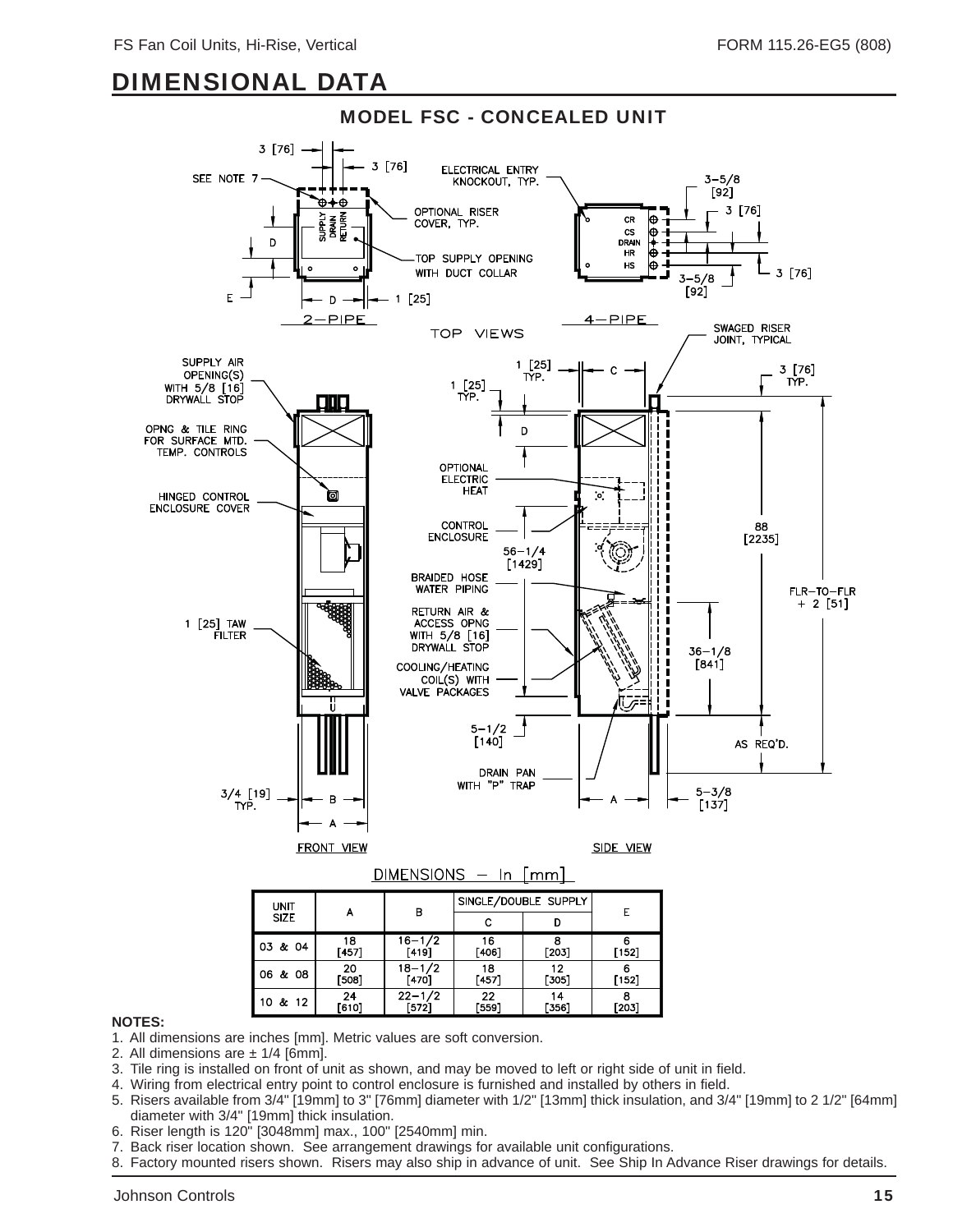# DIMENSIONAL DATA

## MODEL FSC - CONCEALED UNIT

DIMENSIONS – In [mm]

| UNIT SIZE | A | B | SINGLE/DOUBLE SUPPLY | | E |
|---|---|---|---|---|---|
| | | | C | D | |
| 03 & 04 | 18 [457] | 16–1/2 [419] | 16 [406] | 8 [203] | 6 [152] |
| 06 & 08 | 20 [508] | 18–1/2 [470] | 18 [457] | 12 [305] | 6 [152] |
| 10 & 12 | 24 [610] | 22–1/2 [572] | 22 [559] | 14 [356] | 8 [203] |

**NOTES:**

1. All dimensions are inches [mm]. Metric values are soft conversion.
2. All dimensions are ± 1/4 [6mm].
3. Tile ring is installed on front of unit as shown, and may be moved to left or right side of unit in field.
4. Wiring from electrical entry point to control enclosure is furnished and installed by others in field.
5. Risers available from 3/4" [19mm] to 3" [76mm] diameter with 1/2" [13mm] thick insulation, and 3/4" [19mm] to 2 1/2" [64mm] diameter with 3/4" [19mm] thick insulation.
6. Riser length is 120" [3048mm] max., 100" [2540mm] min.
7. Back riser location shown. See arrangement drawings for available unit configurations.
8. Factory mounted risers shown. Risers may also ship in advance of unit. See Ship In Advance Riser drawings for details.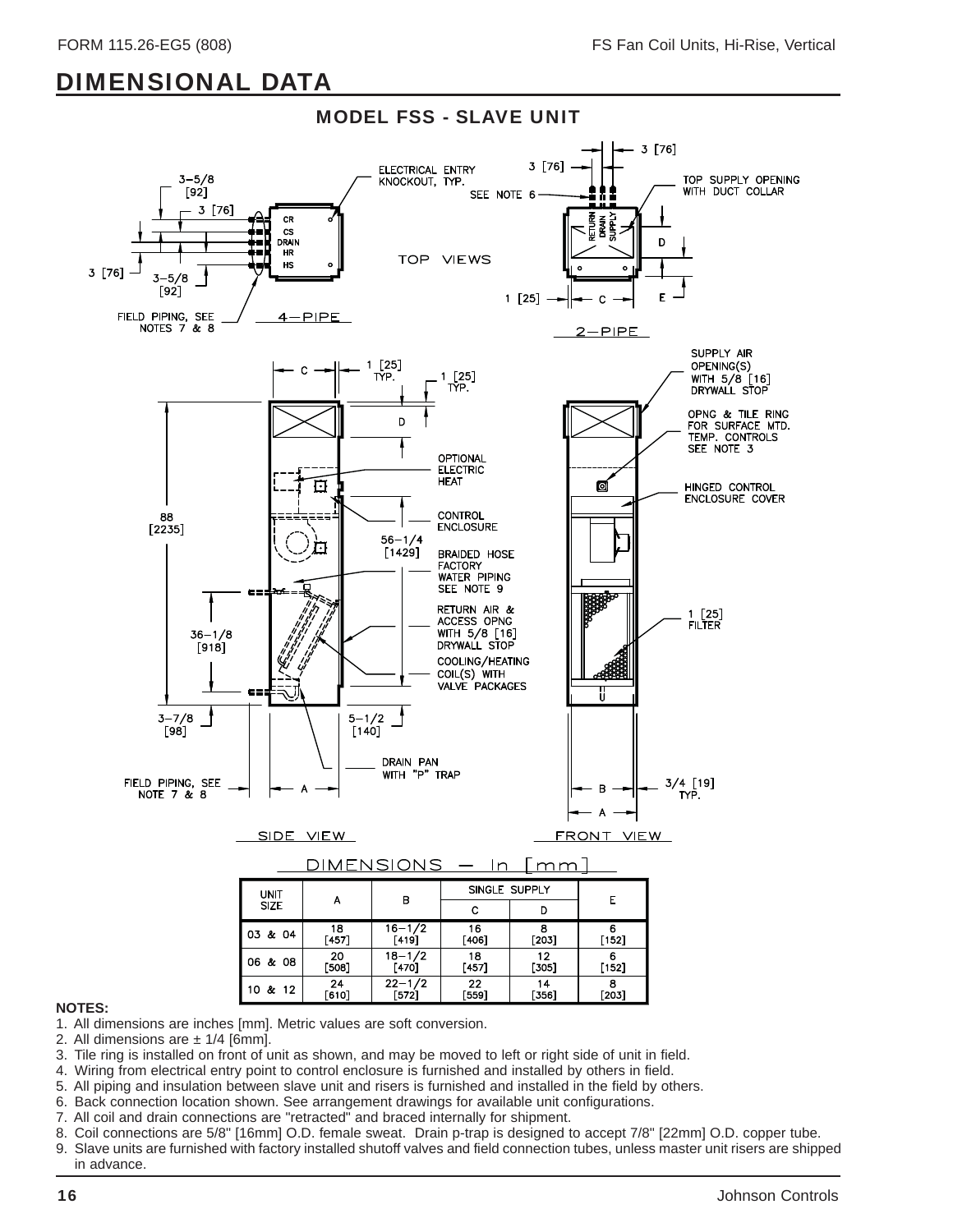## DIMENSIONAL DATA

### MODEL FSS - SLAVE UNIT

DIMENSIONS — In [mm]

| UNIT SIZE | A | B | SINGLE SUPPLY | | E |
|---|---|---|---|---|---|
| | | | C | D | |
| 03 & 04 | 18 [457] | 16-1/2 [419] | 16 [406] | 8 [203] | 6 [152] |
| 06 & 08 | 20 [508] | 18-1/2 [470] | 18 [457] | 12 [305] | 6 [152] |
| 10 & 12 | 24 [610] | 22-1/2 [572] | 22 [559] | 14 [356] | 8 [203] |

**NOTES:**

1. All dimensions are inches [mm]. Metric values are soft conversion.
2. All dimensions are ± 1/4 [6mm].
3. Tile ring is installed on front of unit as shown, and may be moved to left or right side of unit in field.
4. Wiring from electrical entry point to control enclosure is furnished and installed by others in field.
5. All piping and insulation between slave unit and risers is furnished and installed in the field by others.
6. Back connection location shown. See arrangement drawings for available unit configurations.
7. All coil and drain connections are "retracted" and braced internally for shipment.
8. Coil connections are 5/8" [16mm] O.D. female sweat. Drain p-trap is designed to accept 7/8" [22mm] O.D. copper tube.
9. Slave units are furnished with factory installed shutoff valves and field connection tubes, unless master unit risers are shipped in advance.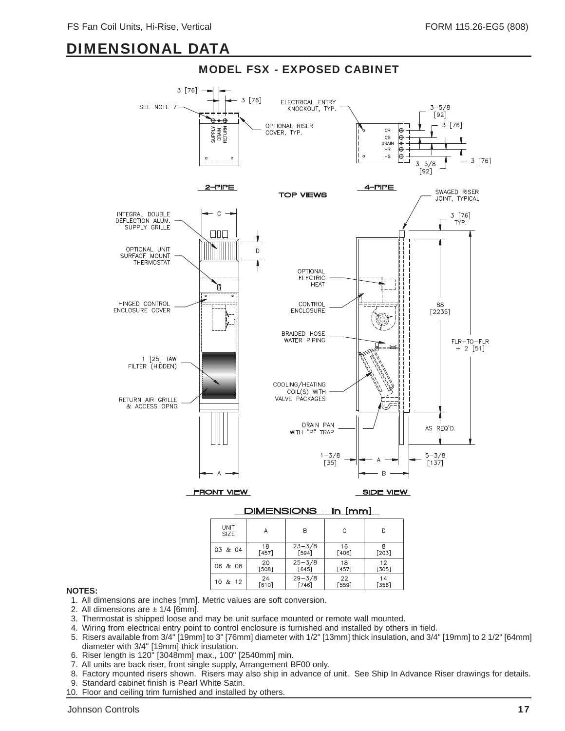# DIMENSIONAL DATA

## MODEL FSX - EXPOSED CABINET

DIMENSIONS - In [mm]

| UNIT SIZE | A | B | C | D |
|---|---|---|---|---|
| 03 & 04 | 18 [457] | 23-3/8 [594] | 16 [406] | 8 [203] |
| 06 & 08 | 20 [508] | 25-3/8 [645] | 18 [457] | 12 [305] |
| 10 & 12 | 24 [610] | 29-3/8 [746] | 22 [559] | 14 [356] |

**NOTES:**

1. All dimensions are inches [mm]. Metric values are soft conversion.
2. All dimensions are ± 1/4 [6mm].
3. Thermostat is shipped loose and may be unit surface mounted or remote wall mounted.
4. Wiring from electrical entry point to control enclosure is furnished and installed by others in field.
5. Risers available from 3/4" [19mm] to 3" [76mm] diameter with 1/2" [13mm] thick insulation, and 3/4" [19mm] to 2 1/2" [64mm] diameter with 3/4" [19mm] thick insulation.
6. Riser length is 120" [3048mm] max., 100" [2540mm] min.
7. All units are back riser, front single supply, Arrangement BF00 only.
8. Factory mounted risers shown. Risers may also ship in advance of unit. See Ship In Advance Riser drawings for details.
9. Standard cabinet finish is Pearl White Satin.
10. Floor and ceiling trim furnished and installed by others.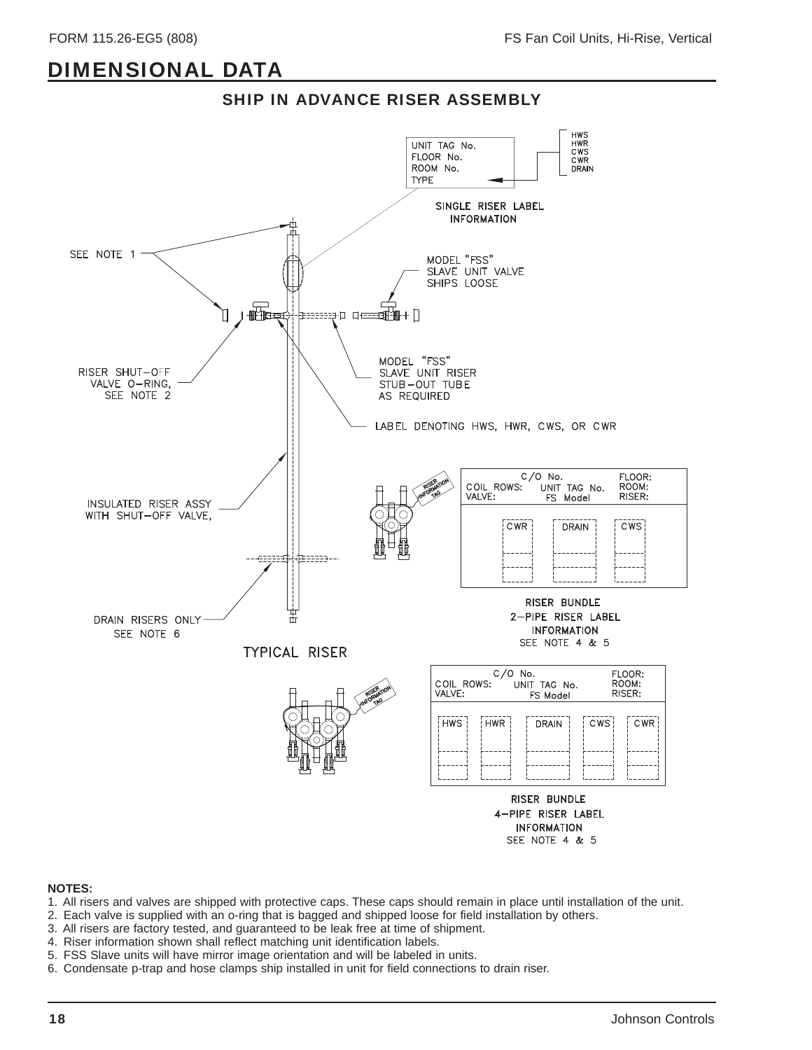## DIMENSIONAL DATA

### SHIP IN ADVANCE RISER ASSEMBLY

UNIT TAG No.
FLOOR No.
ROOM No.
TYPE

HWS
HWR
CWS
CWR
DRAIN

SINGLE RISER LABEL INFORMATION

SEE NOTE 1

MODEL "FSS" SLAVE UNIT VALVE SHIPS LOOSE

RISER SHUT-OFF VALVE O-RING, SEE NOTE 2

MODEL "FSS" SLAVE UNIT RISER STUB-OUT TUBE AS REQUIRED

LABEL DENOTING HWS, HWR, CWS, OR CWR

INSULATED RISER ASSY WITH SHUT-OFF VALVE,

RISER INFORMATION TAG

| C/O No. | | |
|---|---|---|
| COIL ROWS: VALVE: | UNIT TAG No. FS Model | FLOOR: ROOM: RISER: |
| CWR | DRAIN | CWS |

RISER BUNDLE 2-PIPE RISER LABEL INFORMATION SEE NOTE 4 & 5

DRAIN RISERS ONLY SEE NOTE 6

TYPICAL RISER

RISER INFORMATION TAG

| C/O No. | | | | |
|---|---|---|---|---|
| COIL ROWS: VALVE: | | UNIT TAG No. FS Model | | FLOOR: ROOM: RISER: |
| HWS | HWR | DRAIN | CWS | CWR |

RISER BUNDLE 4-PIPE RISER LABEL INFORMATION SEE NOTE 4 & 5

**NOTES:**

1. All risers and valves are shipped with protective caps. These caps should remain in place until installation of the unit.
2. Each valve is supplied with an o-ring that is bagged and shipped loose for field installation by others.
3. All risers are factory tested, and guaranteed to be leak free at time of shipment.
4. Riser information shown shall reflect matching unit identification labels.
5. FSS Slave units will have mirror image orientation and will be labeled in units.
6. Condensate p-trap and hose clamps ship installed in unit for field connections to drain riser.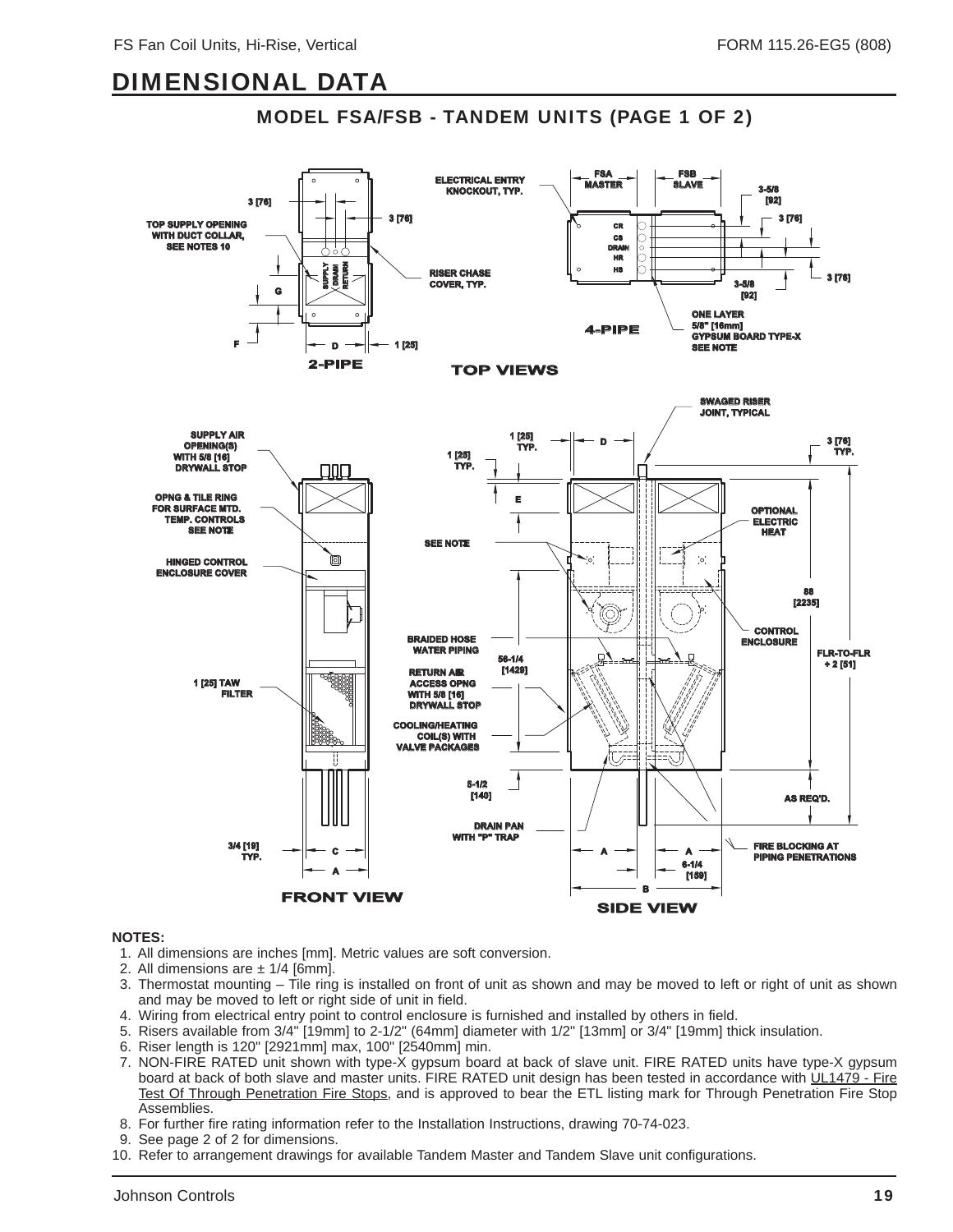# DIMENSIONAL DATA

## MODEL FSA/FSB - TANDEM UNITS (PAGE 1 OF 2)

**NOTES:**

1. All dimensions are inches [mm]. Metric values are soft conversion.
2. All dimensions are ± 1/4 [6mm].
3. Thermostat mounting – Tile ring is installed on front of unit as shown and may be moved to left or right of unit as shown and may be moved to left or right side of unit in field.
4. Wiring from electrical entry point to control enclosure is furnished and installed by others in field.
5. Risers available from 3/4" [19mm] to 2-1/2" (64mm] diameter with 1/2" [13mm] or 3/4" [19mm] thick insulation.
6. Riser length is 120" [2921mm] max, 100" [2540mm] min.
7. NON-FIRE RATED unit shown with type-X gypsum board at back of slave unit. FIRE RATED units have type-X gypsum board at back of both slave and master units. FIRE RATED unit design has been tested in accordance with UL1479 - Fire Test Of Through Penetration Fire Stops, and is approved to bear the ETL listing mark for Through Penetration Fire Stop Assemblies.
8. For further fire rating information refer to the Installation Instructions, drawing 70-74-023.
9. See page 2 of 2 for dimensions.
10. Refer to arrangement drawings for available Tandem Master and Tandem Slave unit configurations.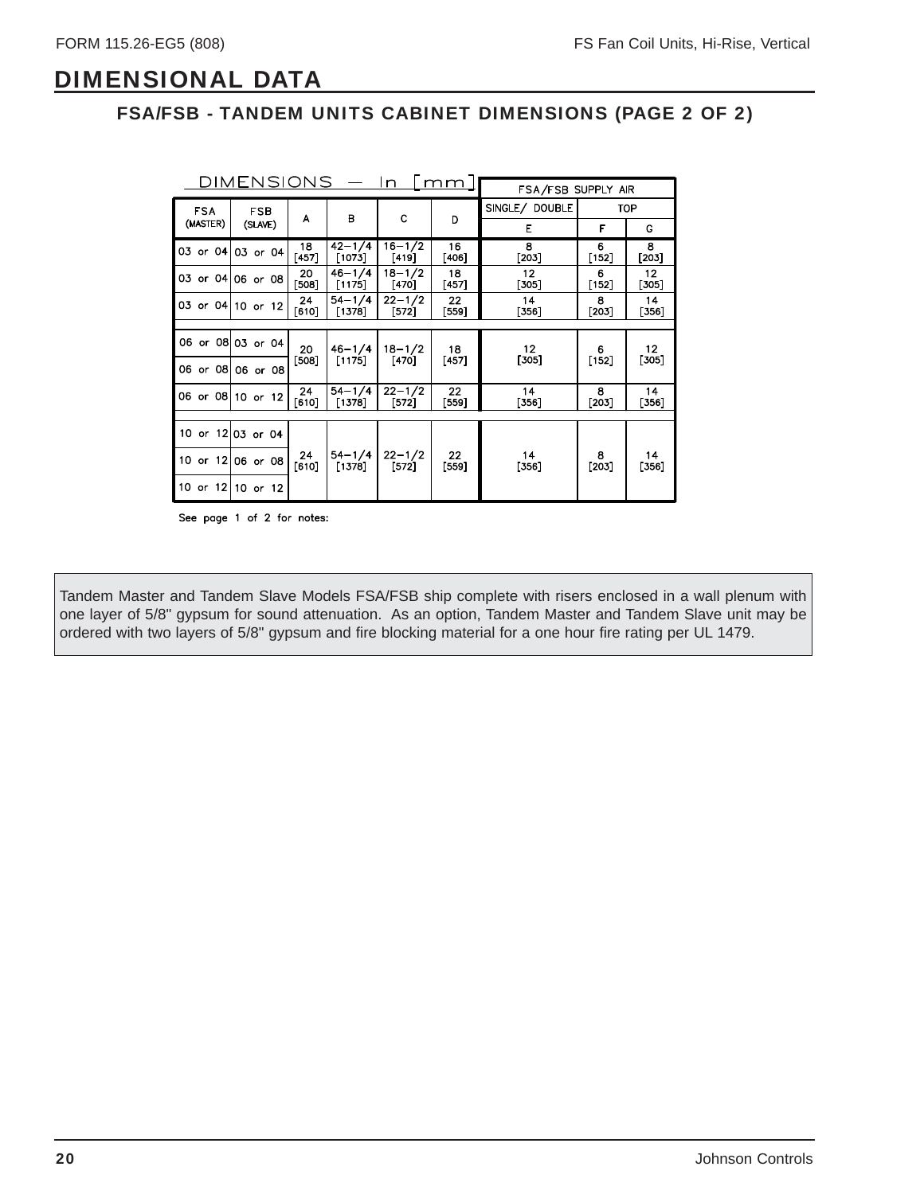# DIMENSIONAL DATA

## FSA/FSB - TANDEM UNITS CABINET DIMENSIONS (PAGE 2 OF 2)

| DIMENSIONS — In [mm] | | | | | | FSA/FSB SUPPLY AIR | | |
|---|---|---|---|---|---|---|---|---|
| | | | | | | SINGLE/ DOUBLE | TOP | |
| FSA (MASTER) | FSB (SLAVE) | A | B | C | D | E | F | G |
| 03 or 04 | 03 or 04 | 18 [457] | 42-1/4 [1073] | 16-1/2 [419] | 16 [406] | 8 [203] | 6 [152] | 8 [203] |
| 03 or 04 | 06 or 08 | 20 [508] | 46-1/4 [1175] | 18-1/2 [470] | 18 [457] | 12 [305] | 6 [152] | 12 [305] |
| 03 or 04 | 10 or 12 | 24 [610] | 54-1/4 [1378] | 22-1/2 [572] | 22 [559] | 14 [356] | 8 [203] | 14 [356] |
| 06 or 08 | 03 or 04 | 20 [508] | 46-1/4 [1175] | 18-1/2 [470] | 18 [457] | 12 [305] | 6 [152] | 12 [305] |
| 06 or 08 | 06 or 08 | 20 [508] | 46-1/4 [1175] | 18-1/2 [470] | 18 [457] | 12 [305] | 6 [152] | 12 [305] |
| 06 or 08 | 10 or 12 | 24 [610] | 54-1/4 [1378] | 22-1/2 [572] | 22 [559] | 14 [356] | 8 [203] | 14 [356] |
| 10 or 12 | 03 or 04 | 24 [610] | 54-1/4 [1378] | 22-1/2 [572] | 22 [559] | 14 [356] | 8 [203] | 14 [356] |
| 10 or 12 | 06 or 08 | 24 [610] | 54-1/4 [1378] | 22-1/2 [572] | 22 [559] | 14 [356] | 8 [203] | 14 [356] |
| 10 or 12 | 10 or 12 | 24 [610] | 54-1/4 [1378] | 22-1/2 [572] | 22 [559] | 14 [356] | 8 [203] | 14 [356] |

See page 1 of 2 for notes:

Tandem Master and Tandem Slave Models FSA/FSB ship complete with risers enclosed in a wall plenum with one layer of 5/8" gypsum for sound attenuation. As an option, Tandem Master and Tandem Slave unit may be ordered with two layers of 5/8" gypsum and fire blocking material for a one hour fire rating per UL 1479.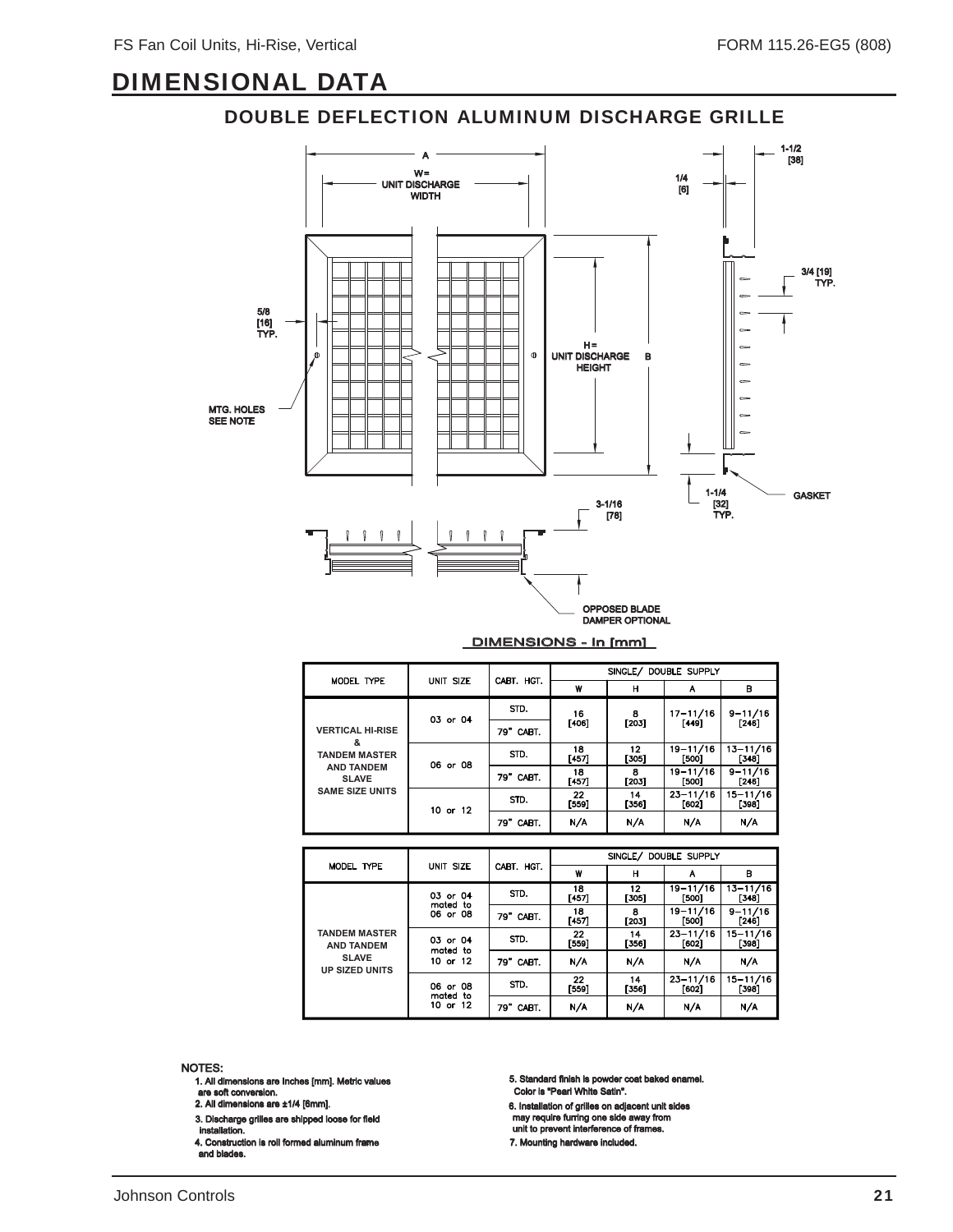## DIMENSIONAL DATA

### DOUBLE DEFLECTION ALUMINUM DISCHARGE GRILLE

A

W = UNIT DISCHARGE WIDTH

1-1/2 [38]

1/4 [6]

3/4 [19] TYP.

5/8 [16] TYP.

H = UNIT DISCHARGE HEIGHT

B

MTG. HOLES SEE NOTE

GASKET

1-1/4 [32] TYP.

3-1/16 [78]

OPPOSED BLADE DAMPER OPTIONAL

DIMENSIONS - In [mm]

| MODEL TYPE | UNIT SIZE | CABT. HGT. | SINGLE/ DOUBLE SUPPLY | | | |
|---|---|---|---|---|---|---|
| | | | W | H | A | B |
| VERTICAL HI-RISE & TANDEM MASTER AND TANDEM SLAVE SAME SIZE UNITS | 03 or 04 | STD. | 16 [406] | 8 [203] | 17-11/16 [449] | 9-11/16 [246] |
| | | 79" CABT. | | | | |
| | 06 or 08 | STD. | 18 [457] | 12 [305] | 19-11/16 [500] | 13-11/16 [348] |
| | | 79" CABT. | 18 [457] | 8 [203] | 19-11/16 [500] | 9-11/16 [246] |
| | 10 or 12 | STD. | 22 [559] | 14 [356] | 23-11/16 [602] | 15-11/16 [398] |
| | | 79" CABT. | N/A | N/A | N/A | N/A |

| MODEL TYPE | UNIT SIZE | CABT. HGT. | SINGLE/ DOUBLE SUPPLY | | | |
|---|---|---|---|---|---|---|
| | | | W | H | A | B |
| TANDEM MASTER AND TANDEM SLAVE UP SIZED UNITS | 03 or 04 mated to 06 or 08 | STD. | 18 [457] | 12 [305] | 19-11/16 [500] | 13-11/16 [348] |
| | | 79" CABT. | 18 [457] | 8 [203] | 19-11/16 [500] | 9-11/16 [246] |
| | 03 or 04 mated to 10 or 12 | STD. | 22 [559] | 14 [356] | 23-11/16 [602] | 15-11/16 [398] |
| | | 79" CABT. | N/A | N/A | N/A | N/A |
| | 06 or 08 mated to 10 or 12 | STD. | 22 [559] | 14 [356] | 23-11/16 [602] | 15-11/16 [398] |
| | | 79" CABT. | N/A | N/A | N/A | N/A |

**NOTES:**

1. All dimensions are inches [mm]. Metric values are soft conversion.
2. All dimensions are ±1/4 [6mm].
3. Discharge grilles are shipped loose for field installation.
4. Construction is roll formed aluminum frame and blades.
5. Standard finish is powder coat baked enamel. Color is "Pearl White Satin".
6. Installation of grilles on adjacent unit sides may require furring one side away from unit to prevent interference of frames.
7. Mounting hardware included.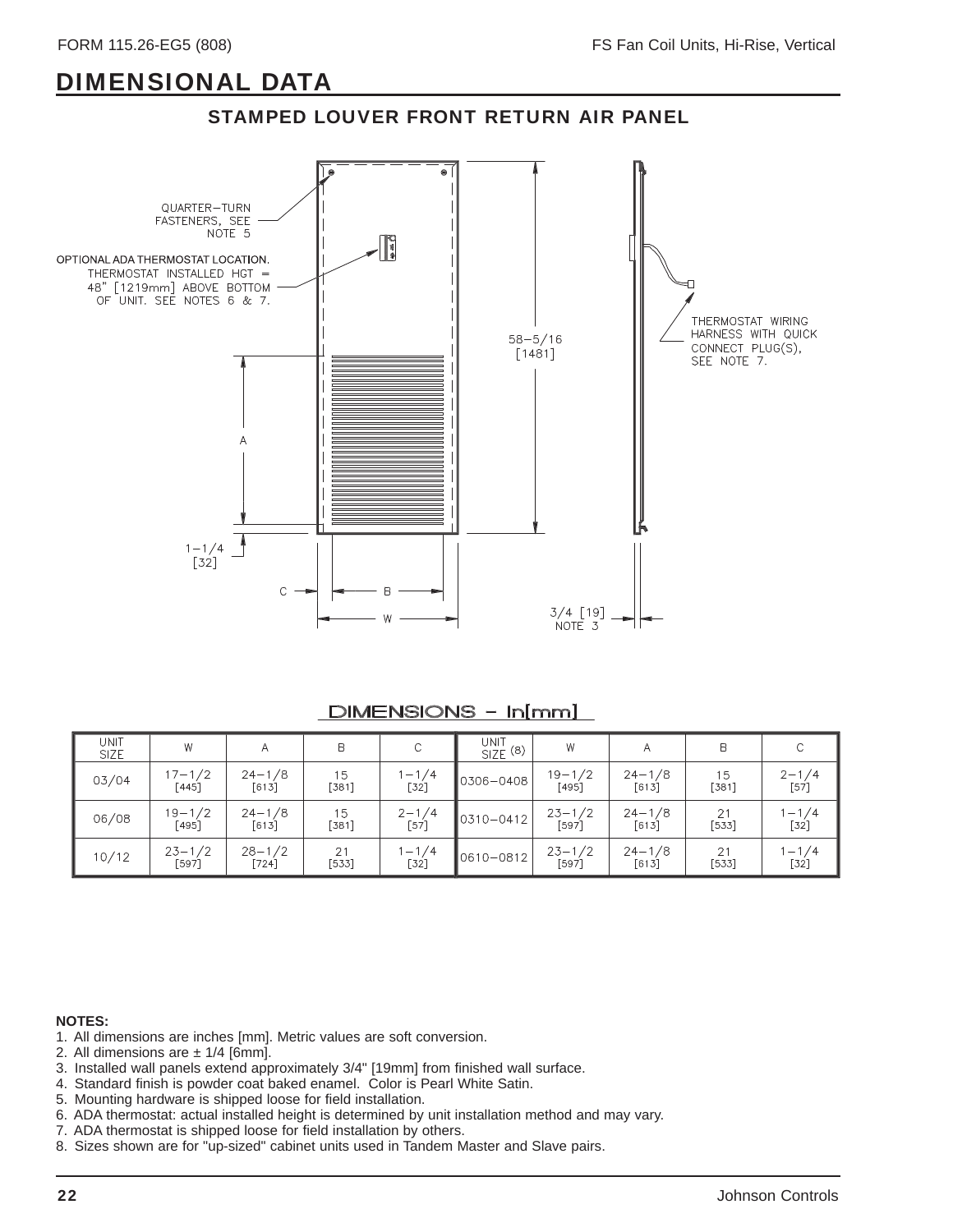## DIMENSIONAL DATA

### STAMPED LOUVER FRONT RETURN AIR PANEL

QUARTER–TURN FASTENERS, SEE NOTE 5

OPTIONAL ADA THERMOSTAT LOCATION. THERMOSTAT INSTALLED HGT = 48" [1219mm] ABOVE BOTTOM OF UNIT. SEE NOTES 6 & 7.

THERMOSTAT WIRING HARNESS WITH QUICK CONNECT PLUG(S), SEE NOTE 7.

58–5/16 [1481]

1–1/4 [32]

3/4 [19] NOTE 3

DIMENSIONS – In[mm]

| UNIT SIZE | W | A | B | C | UNIT SIZE (8) | W | A | B | C |
|---|---|---|---|---|---|---|---|---|---|
| 03/04 | 17–1/2 [445] | 24–1/8 [613] | 15 [381] | 1–1/4 [32] | 0306–0408 | 19–1/2 [495] | 24–1/8 [613] | 15 [381] | 2–1/4 [57] |
| 06/08 | 19–1/2 [495] | 24–1/8 [613] | 15 [381] | 2–1/4 [57] | 0310–0412 | 23–1/2 [597] | 24–1/8 [613] | 21 [533] | 1–1/4 [32] |
| 10/12 | 23–1/2 [597] | 28–1/2 [724] | 21 [533] | 1–1/4 [32] | 0610–0812 | 23–1/2 [597] | 24–1/8 [613] | 21 [533] | 1–1/4 [32] |

**NOTES:**

1. All dimensions are inches [mm]. Metric values are soft conversion.
2. All dimensions are ± 1/4 [6mm].
3. Installed wall panels extend approximately 3/4" [19mm] from finished wall surface.
4. Standard finish is powder coat baked enamel. Color is Pearl White Satin.
5. Mounting hardware is shipped loose for field installation.
6. ADA thermostat: actual installed height is determined by unit installation method and may vary.
7. ADA thermostat is shipped loose for field installation by others.
8. Sizes shown are for "up-sized" cabinet units used in Tandem Master and Slave pairs.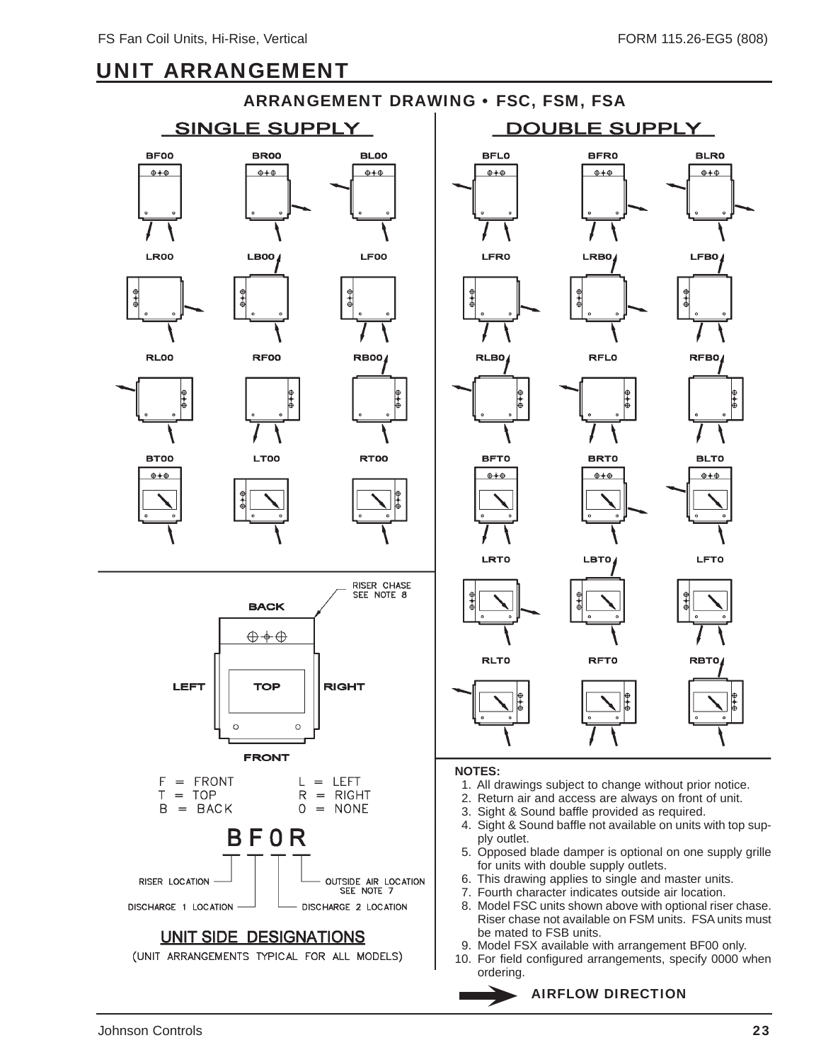# UNIT ARRANGEMENT

## ARRANGEMENT DRAWING • FSC, FSM, FSA

### SINGLE SUPPLY

BF00 BR00 BL00

LR00 LB00 LF00

RL00 RF00 RB00

BT00 LT00 RT00

### DOUBLE SUPPLY

BFL0 BFR0 BLR0

LFR0 LRB0 LFB0

RLB0 RFL0 RFB0

BFT0 BRT0 BLT0

LRT0 LBT0 LFT0

RLT0 RFT0 RBT0

RISER CHASE SEE NOTE 8

BACK

LEFT TOP RIGHT

FRONT

F = FRONT L = LEFT
T = TOP R = RIGHT
B = BACK 0 = NONE

**BF0R**

RISER LOCATION
DISCHARGE 1 LOCATION
OUTSIDE AIR LOCATION SEE NOTE 7
DISCHARGE 2 LOCATION

### UNIT SIDE DESIGNATIONS

(UNIT ARRANGEMENTS TYPICAL FOR ALL MODELS)

**NOTES:**

1. All drawings subject to change without prior notice.
2. Return air and access are always on front of unit.
3. Sight & Sound baffle provided as required.
4. Sight & Sound baffle not available on units with top supply outlet.
5. Opposed blade damper is optional on one supply grille for units with double supply outlets.
6. This drawing applies to single and master units.
7. Fourth character indicates outside air location.
8. Model FSC units shown above with optional riser chase. Riser chase not available on FSM units. FSA units must be mated to FSB units.
9. Model FSX available with arrangement BF00 only.
10. For field configured arrangements, specify 0000 when ordering.

**AIRFLOW DIRECTION**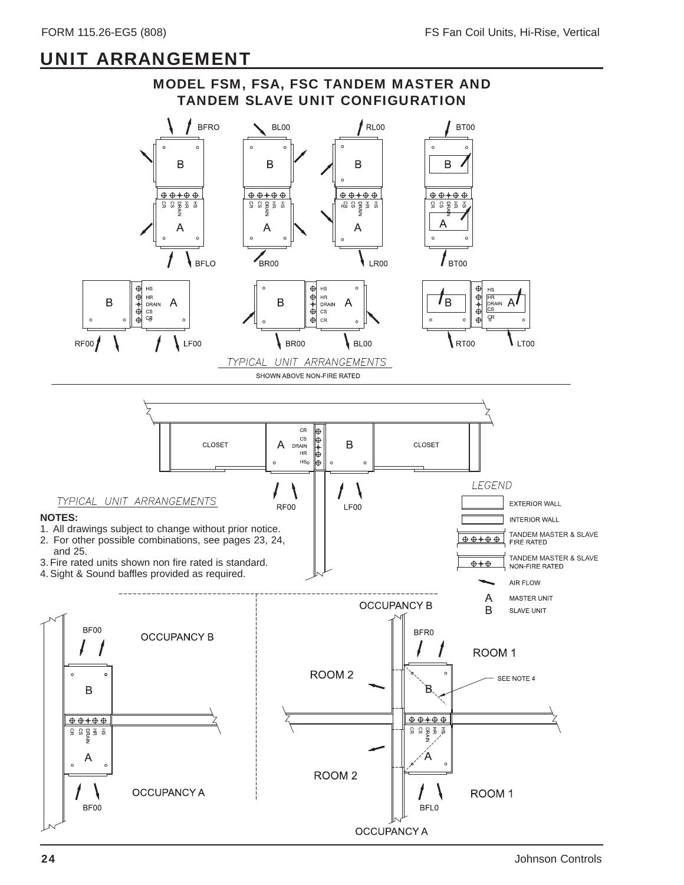# UNIT ARRANGEMENT

## MODEL FSM, FSA, FSC TANDEM MASTER AND TANDEM SLAVE UNIT CONFIGURATION

BFRO BL00 RL00 BT00

BFLO BR00 LR00 BT00

RF00 LF00 BR00 BL00 RT00 LT00

TYPICAL UNIT ARRANGEMENTS

SHOWN ABOVE NON-FIRE RATED

CLOSET A B CLOSET

RF00 LF00

TYPICAL UNIT ARRANGEMENTS

**LEGEND**

- EXTERIOR WALL
- INTERIOR WALL
- TANDEM MASTER & SLAVE FIRE RATED
- TANDEM MASTER & SLAVE NON-FIRE RATED
- AIR FLOW
- A MASTER UNIT
- B SLAVE UNIT

**NOTES:**

1. All drawings subject to change without prior notice.
2. For other possible combinations, see pages 23, 24, and 25.
3. Fire rated units shown non fire rated is standard.
4. Sight & Sound baffles provided as required.

BF00 OCCUPANCY B

OCCUPANCY A BF00

OCCUPANCY B

BFR0 ROOM 1

ROOM 2 SEE NOTE 4

ROOM 2

ROOM 1

BFL0

OCCUPANCY A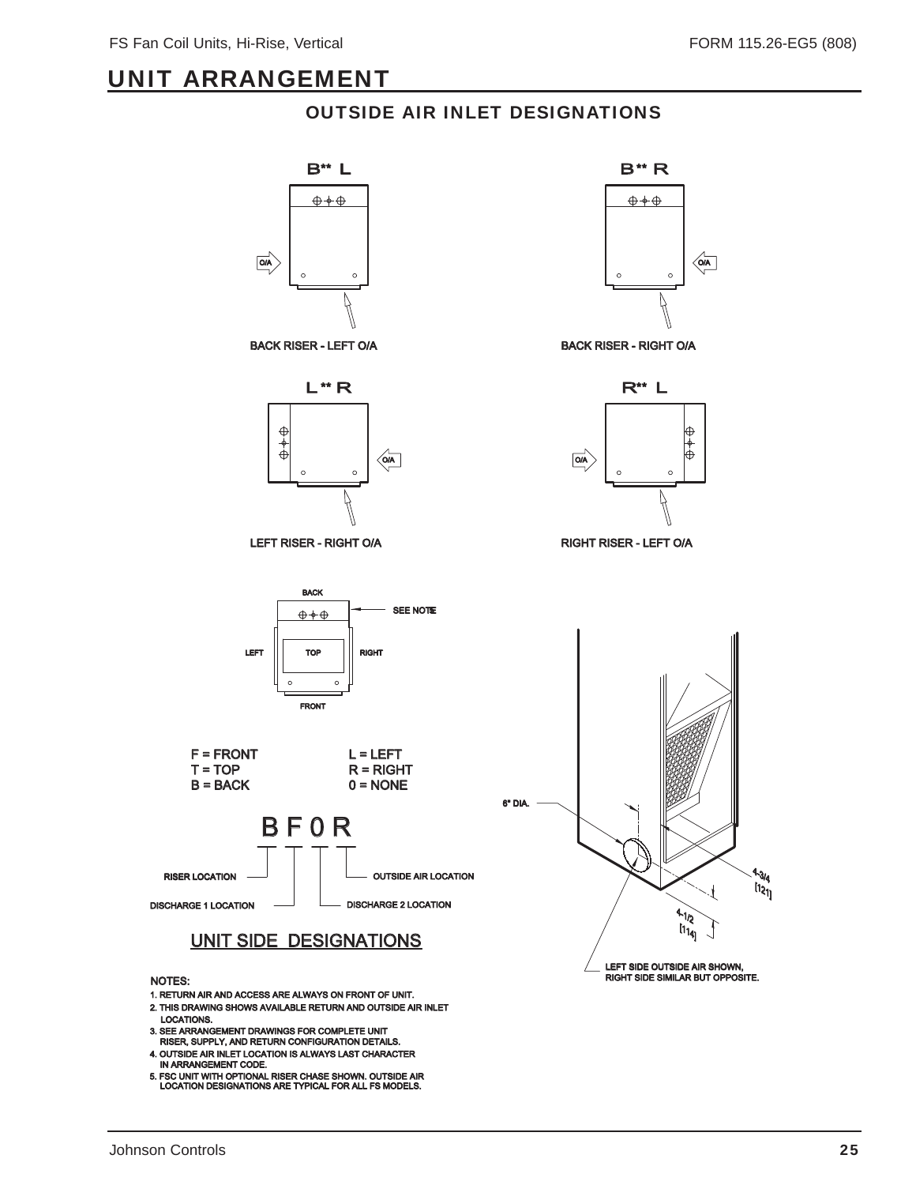## UNIT ARRANGEMENT

### OUTSIDE AIR INLET DESIGNATIONS

B** L

BACK RISER - LEFT O/A

B** R

BACK RISER - RIGHT O/A

L ** R

LEFT RISER - RIGHT O/A

R** L

RIGHT RISER - LEFT O/A

BACK

SEE NOTE

LEFT TOP RIGHT

FRONT

F = FRONT
T = TOP
B = BACK

L = LEFT
R = RIGHT
0 = NONE

B F 0 R

RISER LOCATION
DISCHARGE 1 LOCATION
DISCHARGE 2 LOCATION
OUTSIDE AIR LOCATION

UNIT SIDE DESIGNATIONS

6" DIA.

4-3/4 [121]

4-1/2 [114]

LEFT SIDE OUTSIDE AIR SHOWN, RIGHT SIDE SIMILAR BUT OPPOSITE.

NOTES:

1. RETURN AIR AND ACCESS ARE ALWAYS ON FRONT OF UNIT.
2. THIS DRAWING SHOWS AVAILABLE RETURN AND OUTSIDE AIR INLET LOCATIONS.
3. SEE ARRANGEMENT DRAWINGS FOR COMPLETE UNIT RISER, SUPPLY, AND RETURN CONFIGURATION DETAILS.
4. OUTSIDE AIR INLET LOCATION IS ALWAYS LAST CHARACTER IN ARRANGEMENT CODE.
5. FSC UNIT WITH OPTIONAL RISER CHASE SHOWN. OUTSIDE AIR LOCATION DESIGNATIONS ARE TYPICAL FOR ALL FS MODELS.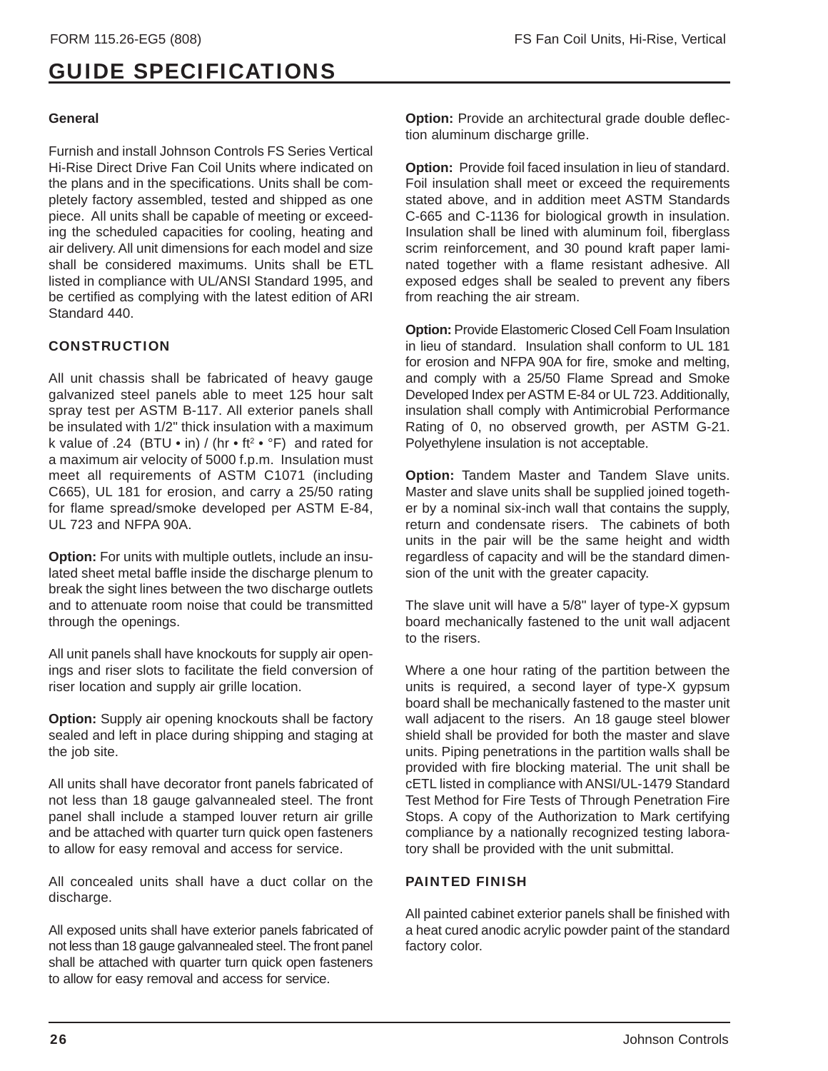# GUIDE SPECIFICATIONS

### General

Furnish and install Johnson Controls FS Series Vertical Hi-Rise Direct Drive Fan Coil Units where indicated on the plans and in the specifications. Units shall be completely factory assembled, tested and shipped as one piece. All units shall be capable of meeting or exceeding the scheduled capacities for cooling, heating and air delivery. All unit dimensions for each model and size shall be considered maximums. Units shall be ETL listed in compliance with UL/ANSI Standard 1995, and be certified as complying with the latest edition of ARI Standard 440.

### CONSTRUCTION

All unit chassis shall be fabricated of heavy gauge galvanized steel panels able to meet 125 hour salt spray test per ASTM B-117. All exterior panels shall be insulated with 1/2" thick insulation with a maximum k value of .24 (BTU • in) / (hr • ft$^2$ • °F) and rated for a maximum air velocity of 5000 f.p.m. Insulation must meet all requirements of ASTM C1071 (including C665), UL 181 for erosion, and carry a 25/50 rating for flame spread/smoke developed per ASTM E-84, UL 723 and NFPA 90A.

**Option:** For units with multiple outlets, include an insulated sheet metal baffle inside the discharge plenum to break the sight lines between the two discharge outlets and to attenuate room noise that could be transmitted through the openings.

All unit panels shall have knockouts for supply air openings and riser slots to facilitate the field conversion of riser location and supply air grille location.

**Option:** Supply air opening knockouts shall be factory sealed and left in place during shipping and staging at the job site.

All units shall have decorator front panels fabricated of not less than 18 gauge galvannealed steel. The front panel shall include a stamped louver return air grille and be attached with quarter turn quick open fasteners to allow for easy removal and access for service.

All concealed units shall have a duct collar on the discharge.

All exposed units shall have exterior panels fabricated of not less than 18 gauge galvannealed steel. The front panel shall be attached with quarter turn quick open fasteners to allow for easy removal and access for service.

**Option:** Provide an architectural grade double deflection aluminum discharge grille.

**Option:** Provide foil faced insulation in lieu of standard. Foil insulation shall meet or exceed the requirements stated above, and in addition meet ASTM Standards C-665 and C-1136 for biological growth in insulation. Insulation shall be lined with aluminum foil, fiberglass scrim reinforcement, and 30 pound kraft paper laminated together with a flame resistant adhesive. All exposed edges shall be sealed to prevent any fibers from reaching the air stream.

**Option:** Provide Elastomeric Closed Cell Foam Insulation in lieu of standard. Insulation shall conform to UL 181 for erosion and NFPA 90A for fire, smoke and melting, and comply with a 25/50 Flame Spread and Smoke Developed Index per ASTM E-84 or UL 723. Additionally, insulation shall comply with Antimicrobial Performance Rating of 0, no observed growth, per ASTM G-21. Polyethylene insulation is not acceptable.

**Option:** Tandem Master and Tandem Slave units. Master and slave units shall be supplied joined together by a nominal six-inch wall that contains the supply, return and condensate risers. The cabinets of both units in the pair will be the same height and width regardless of capacity and will be the standard dimension of the unit with the greater capacity.

The slave unit will have a 5/8" layer of type-X gypsum board mechanically fastened to the unit wall adjacent to the risers.

Where a one hour rating of the partition between the units is required, a second layer of type-X gypsum board shall be mechanically fastened to the master unit wall adjacent to the risers. An 18 gauge steel blower shield shall be provided for both the master and slave units. Piping penetrations in the partition walls shall be provided with fire blocking material. The unit shall be cETL listed in compliance with ANSI/UL-1479 Standard Test Method for Fire Tests of Through Penetration Fire Stops. A copy of the Authorization to Mark certifying compliance by a nationally recognized testing laboratory shall be provided with the unit submittal.

### PAINTED FINISH

All painted cabinet exterior panels shall be finished with a heat cured anodic acrylic powder paint of the standard factory color.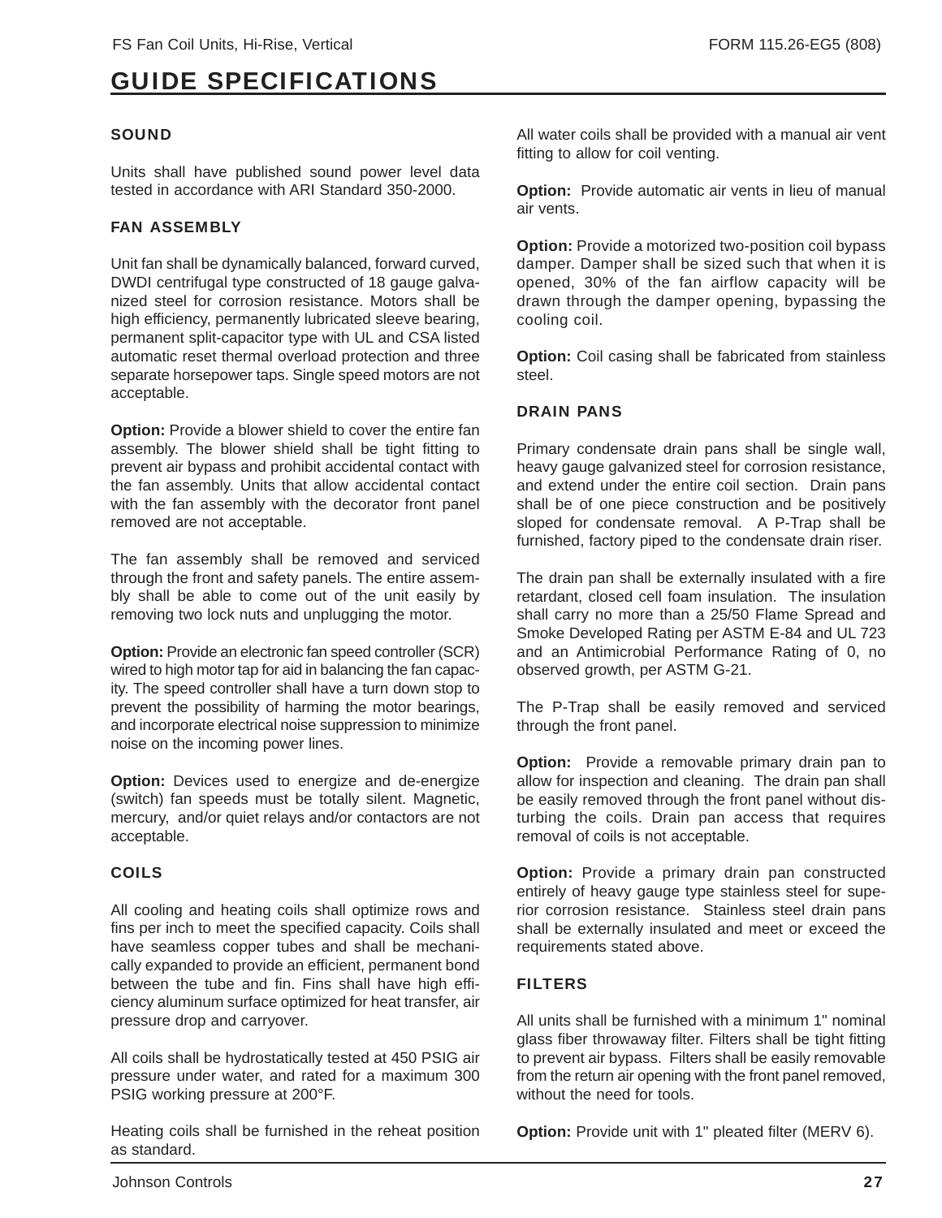# GUIDE SPECIFICATIONS

### SOUND

Units shall have published sound power level data tested in accordance with ARI Standard 350-2000.

### FAN ASSEMBLY

Unit fan shall be dynamically balanced, forward curved, DWDI centrifugal type constructed of 18 gauge galvanized steel for corrosion resistance. Motors shall be high efficiency, permanently lubricated sleeve bearing, permanent split-capacitor type with UL and CSA listed automatic reset thermal overload protection and three separate horsepower taps. Single speed motors are not acceptable.

**Option:** Provide a blower shield to cover the entire fan assembly. The blower shield shall be tight fitting to prevent air bypass and prohibit accidental contact with the fan assembly. Units that allow accidental contact with the fan assembly with the decorator front panel removed are not acceptable.

The fan assembly shall be removed and serviced through the front and safety panels. The entire assembly shall be able to come out of the unit easily by removing two lock nuts and unplugging the motor.

**Option:** Provide an electronic fan speed controller (SCR) wired to high motor tap for aid in balancing the fan capacity. The speed controller shall have a turn down stop to prevent the possibility of harming the motor bearings, and incorporate electrical noise suppression to minimize noise on the incoming power lines.

**Option:** Devices used to energize and de-energize (switch) fan speeds must be totally silent. Magnetic, mercury, and/or quiet relays and/or contactors are not acceptable.

### COILS

All cooling and heating coils shall optimize rows and fins per inch to meet the specified capacity. Coils shall have seamless copper tubes and shall be mechanically expanded to provide an efficient, permanent bond between the tube and fin. Fins shall have high efficiency aluminum surface optimized for heat transfer, air pressure drop and carryover.

All coils shall be hydrostatically tested at 450 PSIG air pressure under water, and rated for a maximum 300 PSIG working pressure at 200°F.

Heating coils shall be furnished in the reheat position as standard.

All water coils shall be provided with a manual air vent fitting to allow for coil venting.

**Option:** Provide automatic air vents in lieu of manual air vents.

**Option:** Provide a motorized two-position coil bypass damper. Damper shall be sized such that when it is opened, 30% of the fan airflow capacity will be drawn through the damper opening, bypassing the cooling coil.

**Option:** Coil casing shall be fabricated from stainless steel.

### DRAIN PANS

Primary condensate drain pans shall be single wall, heavy gauge galvanized steel for corrosion resistance, and extend under the entire coil section. Drain pans shall be of one piece construction and be positively sloped for condensate removal. A P-Trap shall be furnished, factory piped to the condensate drain riser.

The drain pan shall be externally insulated with a fire retardant, closed cell foam insulation. The insulation shall carry no more than a 25/50 Flame Spread and Smoke Developed Rating per ASTM E-84 and UL 723 and an Antimicrobial Performance Rating of 0, no observed growth, per ASTM G-21.

The P-Trap shall be easily removed and serviced through the front panel.

**Option:** Provide a removable primary drain pan to allow for inspection and cleaning. The drain pan shall be easily removed through the front panel without disturbing the coils. Drain pan access that requires removal of coils is not acceptable.

**Option:** Provide a primary drain pan constructed entirely of heavy gauge type stainless steel for superior corrosion resistance. Stainless steel drain pans shall be externally insulated and meet or exceed the requirements stated above.

### FILTERS

All units shall be furnished with a minimum 1" nominal glass fiber throwaway filter. Filters shall be tight fitting to prevent air bypass. Filters shall be easily removable from the return air opening with the front panel removed, without the need for tools.

**Option:** Provide unit with 1" pleated filter (MERV 6).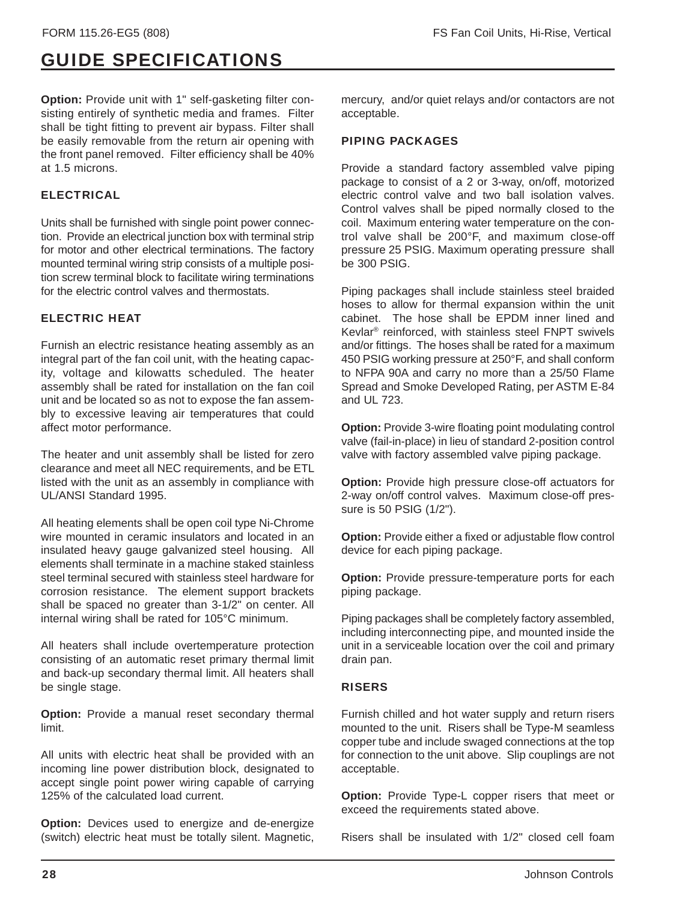# GUIDE SPECIFICATIONS

**Option:** Provide unit with 1" self-gasketing filter consisting entirely of synthetic media and frames. Filter shall be tight fitting to prevent air bypass. Filter shall be easily removable from the return air opening with the front panel removed. Filter efficiency shall be 40% at 1.5 microns.

### ELECTRICAL

Units shall be furnished with single point power connection. Provide an electrical junction box with terminal strip for motor and other electrical terminations. The factory mounted terminal wiring strip consists of a multiple position screw terminal block to facilitate wiring terminations for the electric control valves and thermostats.

### ELECTRIC HEAT

Furnish an electric resistance heating assembly as an integral part of the fan coil unit, with the heating capacity, voltage and kilowatts scheduled. The heater assembly shall be rated for installation on the fan coil unit and be located so as not to expose the fan assembly to excessive leaving air temperatures that could affect motor performance.

The heater and unit assembly shall be listed for zero clearance and meet all NEC requirements, and be ETL listed with the unit as an assembly in compliance with UL/ANSI Standard 1995.

All heating elements shall be open coil type Ni-Chrome wire mounted in ceramic insulators and located in an insulated heavy gauge galvanized steel housing. All elements shall terminate in a machine staked stainless steel terminal secured with stainless steel hardware for corrosion resistance. The element support brackets shall be spaced no greater than 3-1/2" on center. All internal wiring shall be rated for 105°C minimum.

All heaters shall include overtemperature protection consisting of an automatic reset primary thermal limit and back-up secondary thermal limit. All heaters shall be single stage.

**Option:** Provide a manual reset secondary thermal limit.

All units with electric heat shall be provided with an incoming line power distribution block, designated to accept single point power wiring capable of carrying 125% of the calculated load current.

**Option:** Devices used to energize and de-energize (switch) electric heat must be totally silent. Magnetic, mercury, and/or quiet relays and/or contactors are not acceptable.

### PIPING PACKAGES

Provide a standard factory assembled valve piping package to consist of a 2 or 3-way, on/off, motorized electric control valve and two ball isolation valves. Control valves shall be piped normally closed to the coil. Maximum entering water temperature on the control valve shall be 200°F, and maximum close-off pressure 25 PSIG. Maximum operating pressure shall be 300 PSIG.

Piping packages shall include stainless steel braided hoses to allow for thermal expansion within the unit cabinet. The hose shall be EPDM inner lined and Kevlar® reinforced, with stainless steel FNPT swivels and/or fittings. The hoses shall be rated for a maximum 450 PSIG working pressure at 250°F, and shall conform to NFPA 90A and carry no more than a 25/50 Flame Spread and Smoke Developed Rating, per ASTM E-84 and UL 723.

**Option:** Provide 3-wire floating point modulating control valve (fail-in-place) in lieu of standard 2-position control valve with factory assembled valve piping package.

**Option:** Provide high pressure close-off actuators for 2-way on/off control valves. Maximum close-off pressure is 50 PSIG (1/2").

**Option:** Provide either a fixed or adjustable flow control device for each piping package.

**Option:** Provide pressure-temperature ports for each piping package.

Piping packages shall be completely factory assembled, including interconnecting pipe, and mounted inside the unit in a serviceable location over the coil and primary drain pan.

### RISERS

Furnish chilled and hot water supply and return risers mounted to the unit. Risers shall be Type-M seamless copper tube and include swaged connections at the top for connection to the unit above. Slip couplings are not acceptable.

**Option:** Provide Type-L copper risers that meet or exceed the requirements stated above.

Risers shall be insulated with 1/2" closed cell foam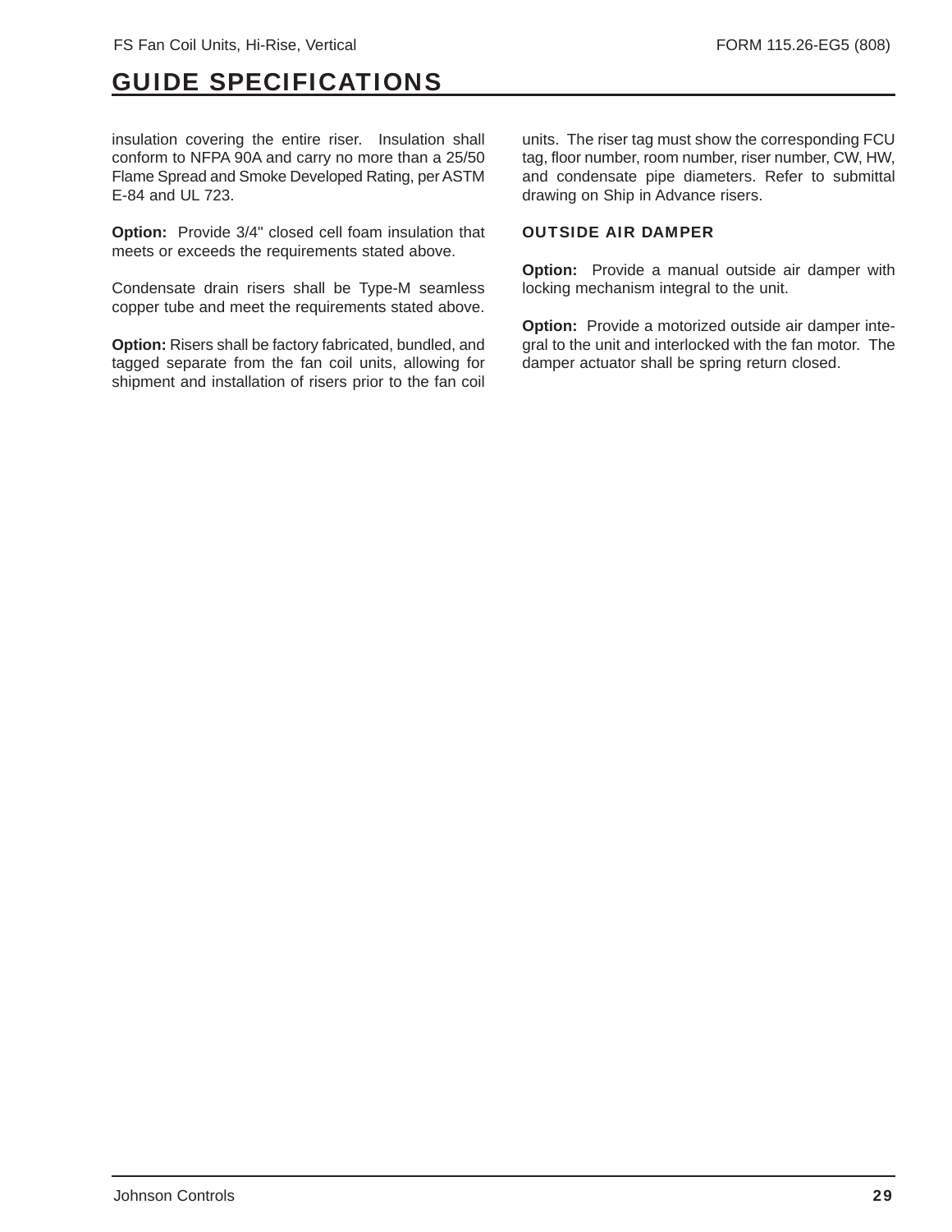insulation covering the entire riser. Insulation shall conform to NFPA 90A and carry no more than a 25/50 Flame Spread and Smoke Developed Rating, per ASTM E-84 and UL 723.

**Option:** Provide 3/4" closed cell foam insulation that meets or exceeds the requirements stated above.

Condensate drain risers shall be Type-M seamless copper tube and meet the requirements stated above.

**Option:** Risers shall be factory fabricated, bundled, and tagged separate from the fan coil units, allowing for shipment and installation of risers prior to the fan coil units. The riser tag must show the corresponding FCU tag, floor number, room number, riser number, CW, HW, and condensate pipe diameters. Refer to submittal drawing on Ship in Advance risers.

### OUTSIDE AIR DAMPER

**Option:** Provide a manual outside air damper with locking mechanism integral to the unit.

**Option:** Provide a motorized outside air damper integral to the unit and interlocked with the fan motor. The damper actuator shall be spring return closed.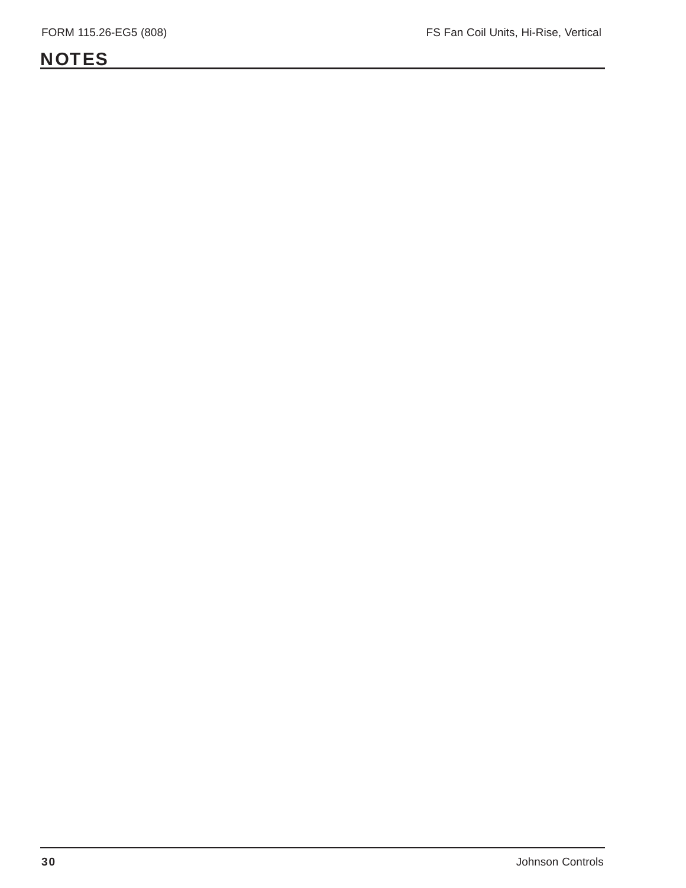## NOTES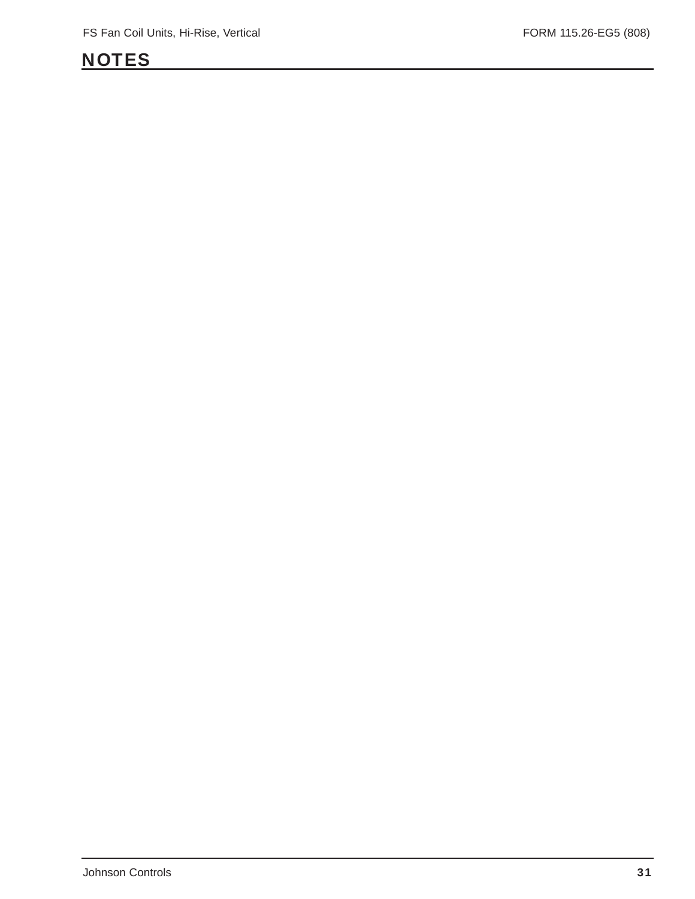# NOTES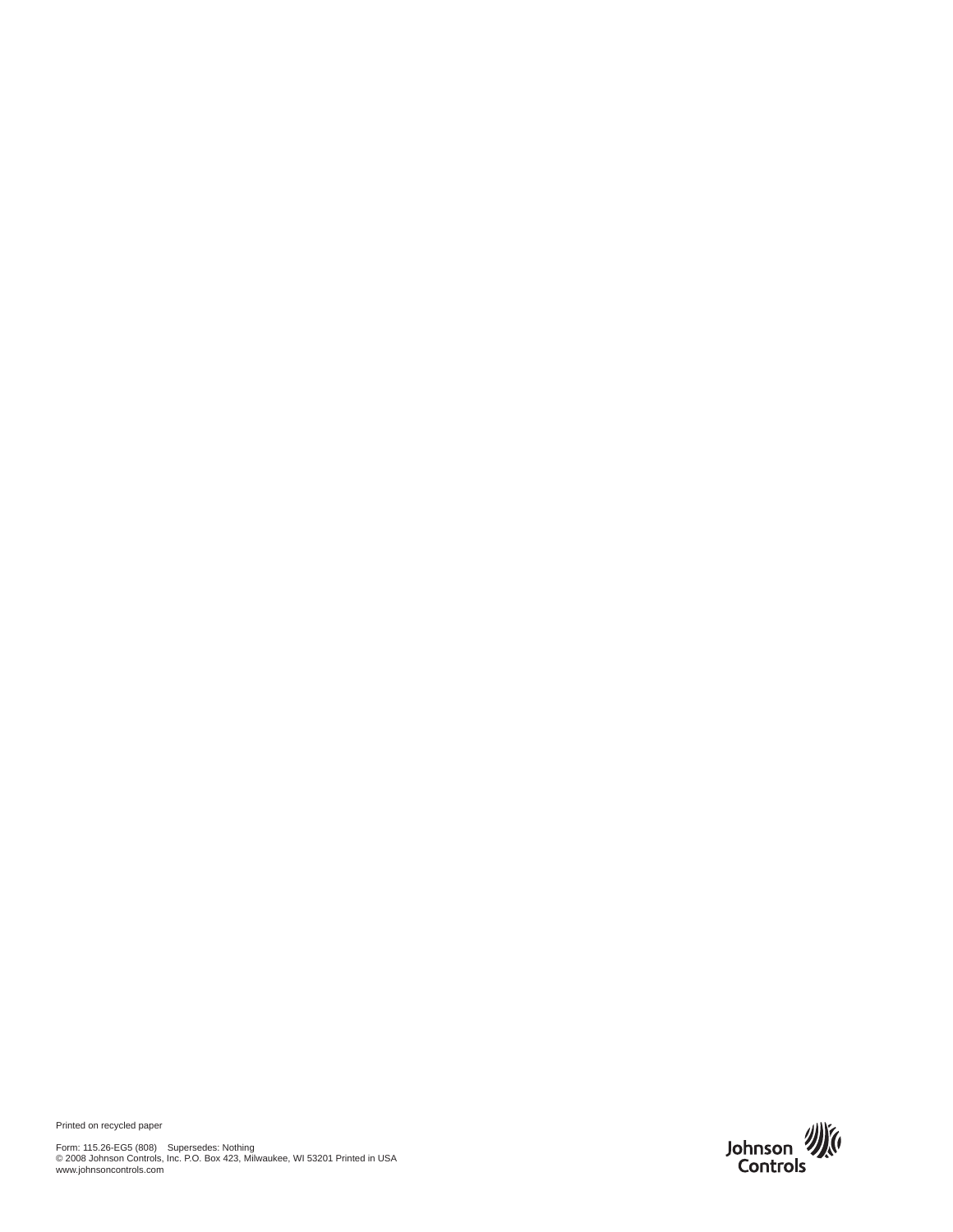Printed on recycled paper

Form: 115.26-EG5 (808)    Supersedes: Nothing
© 2008 Johnson Controls, Inc. P.O. Box 423, Milwaukee, WI 53201 Printed in USA
www.johnsoncontrols.com

Johnson Controls